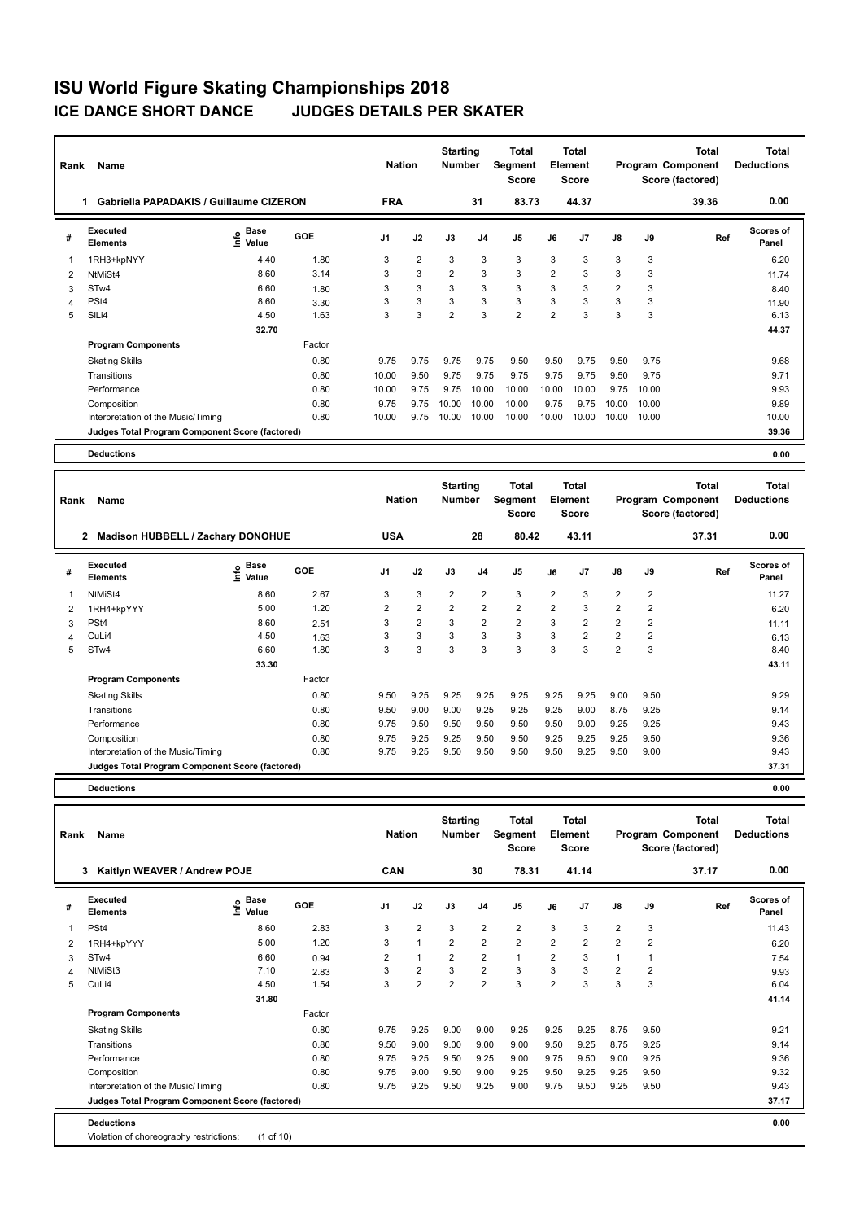# ISU World Figure Skating Championships 2018

## ICE DANCE SHORT DANCE JUDGES DETAILS PER SKATER

| Rank | Name | Nation | Starting Number | Total Segment Score | Total Element Score | Total Program Component Score (factored) | Total Deductions |
|---|---|---|---|---|---|---|---|
| 1 | Gabriella PAPADAKIS / Guillaume CIZERON | FRA | 31 | 83.73 | 44.37 | 39.36 | 0.00 |

| # | Executed Elements | Info | Base Value | GOE | J1 | J2 | J3 | J4 | J5 | J6 | J7 | J8 | J9 | Ref | Scores of Panel |
|---|---|---|---|---|---|---|---|---|---|---|---|---|---|---|---|
| 1 | 1RH3+kpNYY | | 4.40 | 1.80 | 3 | 2 | 3 | 3 | 3 | 3 | 3 | 3 | 3 | | 6.20 |
| 2 | NtMiSt4 | | 8.60 | 3.14 | 3 | 3 | 2 | 3 | 3 | 2 | 3 | 3 | 3 | | 11.74 |
| 3 | STw4 | | 6.60 | 1.80 | 3 | 3 | 3 | 3 | 3 | 3 | 3 | 2 | 3 | | 8.40 |
| 4 | PSt4 | | 8.60 | 3.30 | 3 | 3 | 3 | 3 | 3 | 3 | 3 | 3 | 3 | | 11.90 |
| 5 | SlLi4 | | 4.50 | 1.63 | 3 | 3 | 2 | 3 | 2 | 2 | 3 | 3 | 3 | | 6.13 |
| | | | 32.70 | | | | | | | | | | | | 44.37 |
| | **Program Components** | | | Factor | | | | | | | | | | | |
| | Skating Skills | | | 0.80 | 9.75 | 9.75 | 9.75 | 9.75 | 9.50 | 9.50 | 9.75 | 9.50 | 9.75 | | 9.68 |
| | Transitions | | | 0.80 | 10.00 | 9.50 | 9.75 | 9.75 | 9.75 | 9.75 | 9.75 | 9.50 | 9.75 | | 9.71 |
| | Performance | | | 0.80 | 10.00 | 9.75 | 9.75 | 10.00 | 10.00 | 10.00 | 10.00 | 9.75 | 10.00 | | 9.93 |
| | Composition | | | 0.80 | 9.75 | 9.75 | 10.00 | 10.00 | 10.00 | 9.75 | 9.75 | 10.00 | 10.00 | | 9.89 |
| | Interpretation of the Music/Timing | | | 0.80 | 10.00 | 9.75 | 10.00 | 10.00 | 10.00 | 10.00 | 10.00 | 10.00 | 10.00 | | 10.00 |
| | **Judges Total Program Component Score (factored)** | | | | | | | | | | | | | | 39.36 |
| | **Deductions** | | | | | | | | | | | | | | 0.00 |

| Rank | Name | Nation | Starting Number | Total Segment Score | Total Element Score | Total Program Component Score (factored) | Total Deductions |
|---|---|---|---|---|---|---|---|
| 2 | Madison HUBBELL / Zachary DONOHUE | USA | 28 | 80.42 | 43.11 | 37.31 | 0.00 |

| # | Executed Elements | Info | Base Value | GOE | J1 | J2 | J3 | J4 | J5 | J6 | J7 | J8 | J9 | Ref | Scores of Panel |
|---|---|---|---|---|---|---|---|---|---|---|---|---|---|---|---|
| 1 | NtMiSt4 | | 8.60 | 2.67 | 3 | 3 | 2 | 2 | 3 | 2 | 3 | 2 | 2 | | 11.27 |
| 2 | 1RH4+kpYYY | | 5.00 | 1.20 | 2 | 2 | 2 | 2 | 2 | 2 | 3 | 2 | 2 | | 6.20 |
| 3 | PSt4 | | 8.60 | 2.51 | 3 | 2 | 3 | 2 | 2 | 3 | 2 | 2 | 2 | | 11.11 |
| 4 | CuLi4 | | 4.50 | 1.63 | 3 | 3 | 3 | 3 | 3 | 3 | 2 | 2 | 2 | | 6.13 |
| 5 | STw4 | | 6.60 | 1.80 | 3 | 3 | 3 | 3 | 3 | 3 | 3 | 2 | 3 | | 8.40 |
| | | | 33.30 | | | | | | | | | | | | 43.11 |
| | **Program Components** | | | Factor | | | | | | | | | | | |
| | Skating Skills | | | 0.80 | 9.50 | 9.25 | 9.25 | 9.25 | 9.25 | 9.25 | 9.25 | 9.00 | 9.50 | | 9.29 |
| | Transitions | | | 0.80 | 9.50 | 9.00 | 9.00 | 9.25 | 9.25 | 9.25 | 9.00 | 8.75 | 9.25 | | 9.14 |
| | Performance | | | 0.80 | 9.75 | 9.50 | 9.50 | 9.50 | 9.50 | 9.50 | 9.00 | 9.25 | 9.25 | | 9.43 |
| | Composition | | | 0.80 | 9.75 | 9.25 | 9.25 | 9.50 | 9.50 | 9.25 | 9.25 | 9.25 | 9.50 | | 9.36 |
| | Interpretation of the Music/Timing | | | 0.80 | 9.75 | 9.25 | 9.50 | 9.50 | 9.50 | 9.50 | 9.25 | 9.50 | 9.00 | | 9.43 |
| | **Judges Total Program Component Score (factored)** | | | | | | | | | | | | | | 37.31 |
| | **Deductions** | | | | | | | | | | | | | | 0.00 |

| Rank | Name | Nation | Starting Number | Total Segment Score | Total Element Score | Total Program Component Score (factored) | Total Deductions |
|---|---|---|---|---|---|---|---|
| 3 | Kaitlyn WEAVER / Andrew POJE | CAN | 30 | 78.31 | 41.14 | 37.17 | 0.00 |

| # | Executed Elements | Info | Base Value | GOE | J1 | J2 | J3 | J4 | J5 | J6 | J7 | J8 | J9 | Ref | Scores of Panel |
|---|---|---|---|---|---|---|---|---|---|---|---|---|---|---|---|
| 1 | PSt4 | | 8.60 | 2.83 | 3 | 2 | 3 | 2 | 2 | 3 | 3 | 2 | 3 | | 11.43 |
| 2 | 1RH4+kpYYY | | 5.00 | 1.20 | 3 | 1 | 2 | 2 | 2 | 2 | 2 | 2 | 2 | | 6.20 |
| 3 | STw4 | | 6.60 | 0.94 | 2 | 1 | 2 | 2 | 1 | 2 | 3 | 1 | 1 | | 7.54 |
| 4 | NtMiSt3 | | 7.10 | 2.83 | 3 | 2 | 3 | 2 | 3 | 3 | 3 | 2 | 2 | | 9.93 |
| 5 | CuLi4 | | 4.50 | 1.54 | 3 | 2 | 2 | 2 | 3 | 2 | 3 | 3 | 3 | | 6.04 |
| | | | 31.80 | | | | | | | | | | | | 41.14 |
| | **Program Components** | | | Factor | | | | | | | | | | | |
| | Skating Skills | | | 0.80 | 9.75 | 9.25 | 9.00 | 9.00 | 9.25 | 9.25 | 9.25 | 8.75 | 9.50 | | 9.21 |
| | Transitions | | | 0.80 | 9.50 | 9.00 | 9.00 | 9.00 | 9.00 | 9.50 | 9.25 | 8.75 | 9.25 | | 9.14 |
| | Performance | | | 0.80 | 9.75 | 9.25 | 9.50 | 9.25 | 9.00 | 9.75 | 9.50 | 9.00 | 9.25 | | 9.36 |
| | Composition | | | 0.80 | 9.75 | 9.00 | 9.50 | 9.00 | 9.25 | 9.50 | 9.25 | 9.25 | 9.50 | | 9.32 |
| | Interpretation of the Music/Timing | | | 0.80 | 9.75 | 9.25 | 9.50 | 9.25 | 9.00 | 9.75 | 9.50 | 9.25 | 9.50 | | 9.43 |
| | **Judges Total Program Component Score (factored)** | | | | | | | | | | | | | | 37.17 |
| | **Deductions** | | | | | | | | | | | | | | 0.00 |
| | Violation of choreography restrictions: (1 of 10) | | | | | | | | | | | | | | |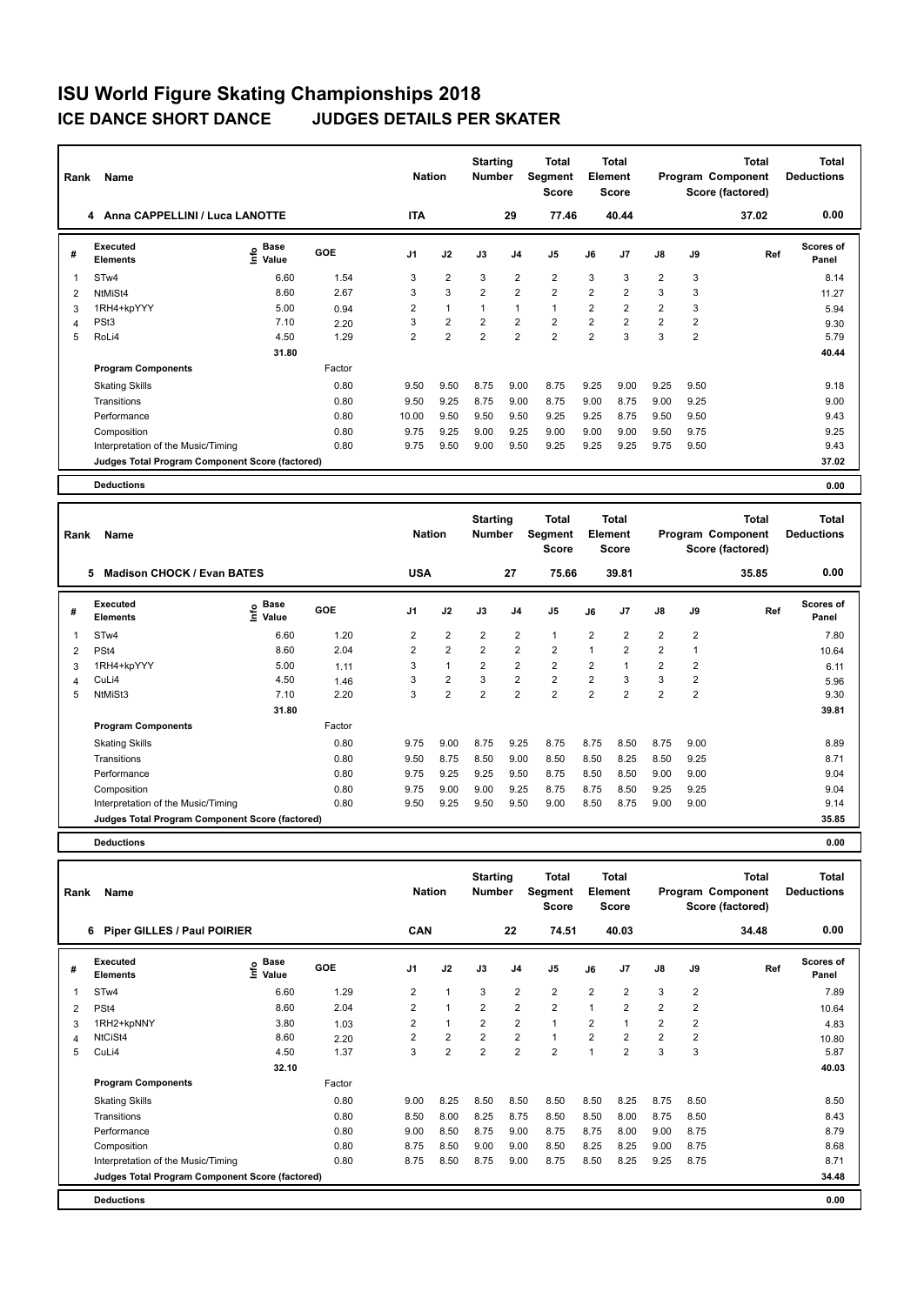# ISU World Figure Skating Championships 2018

## ICE DANCE SHORT DANCE JUDGES DETAILS PER SKATER

| Rank | Name | Nation | Starting Number | Total Segment Score | Total Element Score | Total Program Component Score (factored) | Total Deductions |
|---|---|---|---|---|---|---|---|
| 4 | Anna CAPPELLINI / Luca LANOTTE | ITA | 29 | 77.46 | 40.44 | 37.02 | 0.00 |

| # | Executed Elements | Info | Base Value | GOE | J1 | J2 | J3 | J4 | J5 | J6 | J7 | J8 | J9 | Ref | Scores of Panel |
|---|---|---|---|---|---|---|---|---|---|---|---|---|---|---|---|
| 1 | STw4 | | 6.60 | 1.54 | 3 | 2 | 3 | 2 | 2 | 3 | 3 | 2 | 3 | | 8.14 |
| 2 | NtMiSt4 | | 8.60 | 2.67 | 3 | 3 | 2 | 2 | 2 | 2 | 2 | 3 | 3 | | 11.27 |
| 3 | 1RH4+kpYYY | | 5.00 | 0.94 | 2 | 1 | 1 | 1 | 1 | 2 | 2 | 2 | 3 | | 5.94 |
| 4 | PSt3 | | 7.10 | 2.20 | 3 | 2 | 2 | 2 | 2 | 2 | 2 | 2 | 2 | | 9.30 |
| 5 | RoLi4 | | 4.50 | 1.29 | 2 | 2 | 2 | 2 | 2 | 2 | 3 | 3 | 2 | | 5.79 |
| | | | 31.80 | | | | | | | | | | | | 40.44 |

| Program Components | Factor | J1 | J2 | J3 | J4 | J5 | J6 | J7 | J8 | J9 | Scores of Panel |
|---|---|---|---|---|---|---|---|---|---|---|---|
| Skating Skills | 0.80 | 9.50 | 9.50 | 8.75 | 9.00 | 8.75 | 9.25 | 9.00 | 9.25 | 9.50 | 9.18 |
| Transitions | 0.80 | 9.50 | 9.25 | 8.75 | 9.00 | 8.75 | 9.00 | 8.75 | 9.00 | 9.25 | 9.00 |
| Performance | 0.80 | 10.00 | 9.50 | 9.50 | 9.50 | 9.25 | 9.25 | 8.75 | 9.50 | 9.50 | 9.43 |
| Composition | 0.80 | 9.75 | 9.25 | 9.00 | 9.25 | 9.00 | 9.00 | 9.00 | 9.50 | 9.75 | 9.25 |
| Interpretation of the Music/Timing | 0.80 | 9.75 | 9.50 | 9.00 | 9.50 | 9.25 | 9.25 | 9.25 | 9.75 | 9.50 | 9.43 |
| Judges Total Program Component Score (factored) | | | | | | | | | | | 37.02 |

Deductions: 0.00

| Rank | Name | Nation | Starting Number | Total Segment Score | Total Element Score | Total Program Component Score (factored) | Total Deductions |
|---|---|---|---|---|---|---|---|
| 5 | Madison CHOCK / Evan BATES | USA | 27 | 75.66 | 39.81 | 35.85 | 0.00 |

| # | Executed Elements | Info | Base Value | GOE | J1 | J2 | J3 | J4 | J5 | J6 | J7 | J8 | J9 | Ref | Scores of Panel |
|---|---|---|---|---|---|---|---|---|---|---|---|---|---|---|---|
| 1 | STw4 | | 6.60 | 1.20 | 2 | 2 | 2 | 2 | 1 | 2 | 2 | 2 | 2 | | 7.80 |
| 2 | PSt4 | | 8.60 | 2.04 | 2 | 2 | 2 | 2 | 2 | 1 | 2 | 2 | 1 | | 10.64 |
| 3 | 1RH4+kpYYY | | 5.00 | 1.11 | 3 | 1 | 2 | 2 | 2 | 2 | 1 | 2 | 2 | | 6.11 |
| 4 | CuLi4 | | 4.50 | 1.46 | 3 | 2 | 3 | 2 | 2 | 2 | 3 | 3 | 2 | | 5.96 |
| 5 | NtMiSt3 | | 7.10 | 2.20 | 3 | 2 | 2 | 2 | 2 | 2 | 2 | 2 | 2 | | 9.30 |
| | | | 31.80 | | | | | | | | | | | | 39.81 |

| Program Components | Factor | J1 | J2 | J3 | J4 | J5 | J6 | J7 | J8 | J9 | Scores of Panel |
|---|---|---|---|---|---|---|---|---|---|---|---|
| Skating Skills | 0.80 | 9.75 | 9.00 | 8.75 | 9.25 | 8.75 | 8.75 | 8.50 | 8.75 | 9.00 | 8.89 |
| Transitions | 0.80 | 9.50 | 8.75 | 8.50 | 9.00 | 8.50 | 8.50 | 8.25 | 8.50 | 9.25 | 8.71 |
| Performance | 0.80 | 9.75 | 9.25 | 9.25 | 9.50 | 8.75 | 8.50 | 8.50 | 9.00 | 9.00 | 9.04 |
| Composition | 0.80 | 9.75 | 9.00 | 9.00 | 9.25 | 8.75 | 8.75 | 8.50 | 9.25 | 9.25 | 9.04 |
| Interpretation of the Music/Timing | 0.80 | 9.50 | 9.25 | 9.50 | 9.50 | 9.00 | 8.50 | 8.75 | 9.00 | 9.00 | 9.14 |
| Judges Total Program Component Score (factored) | | | | | | | | | | | 35.85 |

Deductions: 0.00

| Rank | Name | Nation | Starting Number | Total Segment Score | Total Element Score | Total Program Component Score (factored) | Total Deductions |
|---|---|---|---|---|---|---|---|
| 6 | Piper GILLES / Paul POIRIER | CAN | 22 | 74.51 | 40.03 | 34.48 | 0.00 |

| # | Executed Elements | Info | Base Value | GOE | J1 | J2 | J3 | J4 | J5 | J6 | J7 | J8 | J9 | Ref | Scores of Panel |
|---|---|---|---|---|---|---|---|---|---|---|---|---|---|---|---|
| 1 | STw4 | | 6.60 | 1.29 | 2 | 1 | 3 | 2 | 2 | 2 | 2 | 3 | 2 | | 7.89 |
| 2 | PSt4 | | 8.60 | 2.04 | 2 | 1 | 2 | 2 | 2 | 1 | 2 | 2 | 2 | | 10.64 |
| 3 | 1RH2+kpNNY | | 3.80 | 1.03 | 2 | 1 | 2 | 2 | 1 | 2 | 1 | 2 | 2 | | 4.83 |
| 4 | NtCiSt4 | | 8.60 | 2.20 | 2 | 2 | 2 | 2 | 1 | 2 | 2 | 2 | 2 | | 10.80 |
| 5 | CuLi4 | | 4.50 | 1.37 | 3 | 2 | 2 | 2 | 2 | 1 | 2 | 3 | 3 | | 5.87 |
| | | | 32.10 | | | | | | | | | | | | 40.03 |

| Program Components | Factor | J1 | J2 | J3 | J4 | J5 | J6 | J7 | J8 | J9 | Scores of Panel |
|---|---|---|---|---|---|---|---|---|---|---|---|
| Skating Skills | 0.80 | 9.00 | 8.25 | 8.50 | 8.50 | 8.50 | 8.50 | 8.25 | 8.75 | 8.50 | 8.50 |
| Transitions | 0.80 | 8.50 | 8.00 | 8.25 | 8.75 | 8.50 | 8.50 | 8.00 | 8.75 | 8.50 | 8.43 |
| Performance | 0.80 | 9.00 | 8.50 | 8.75 | 9.00 | 8.75 | 8.75 | 8.00 | 9.00 | 8.75 | 8.79 |
| Composition | 0.80 | 8.75 | 8.50 | 9.00 | 9.00 | 8.50 | 8.25 | 8.25 | 9.00 | 8.75 | 8.68 |
| Interpretation of the Music/Timing | 0.80 | 8.75 | 8.50 | 8.75 | 9.00 | 8.75 | 8.50 | 8.25 | 9.25 | 8.75 | 8.71 |
| Judges Total Program Component Score (factored) | | | | | | | | | | | 34.48 |

Deductions: 0.00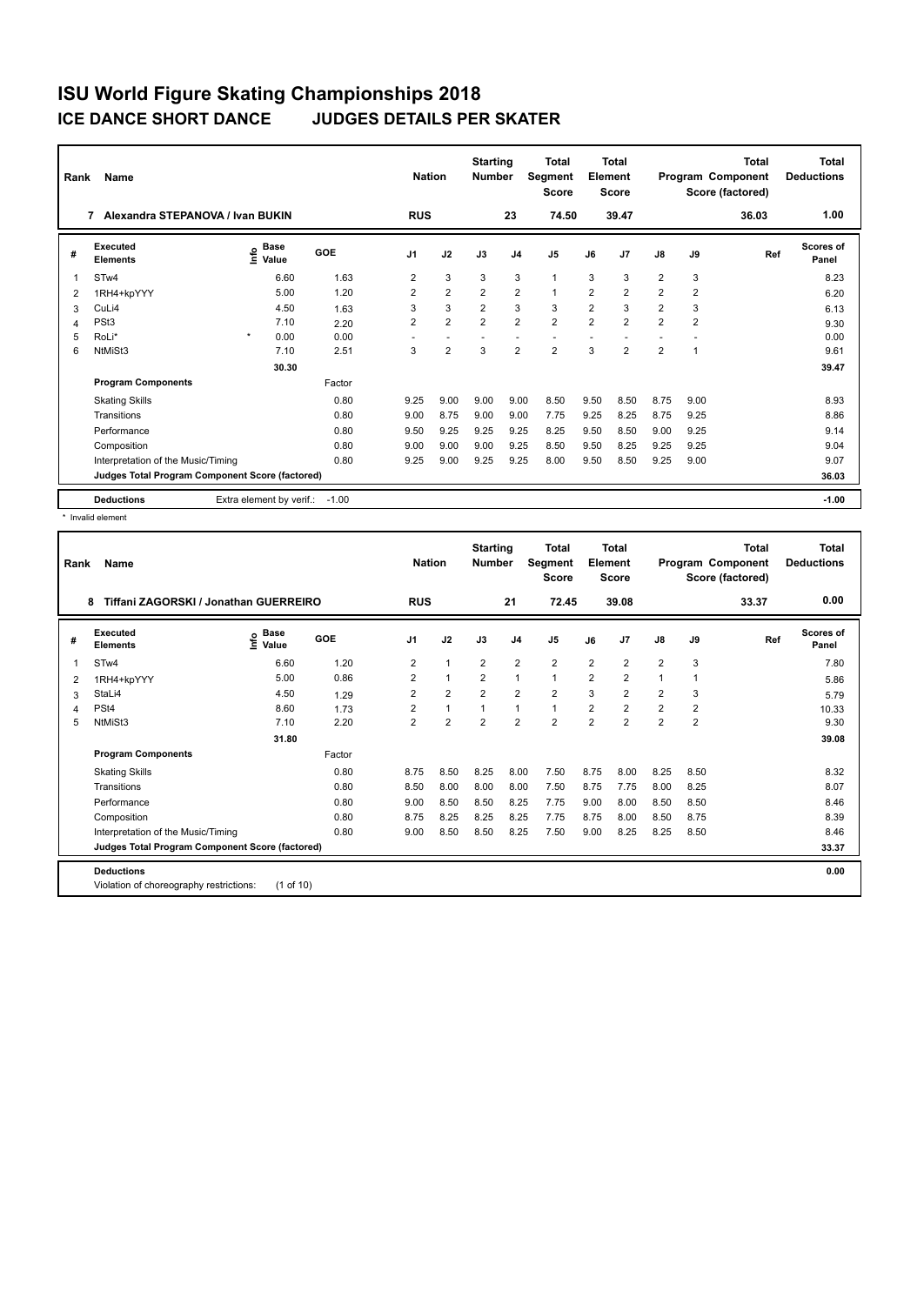# ISU World Figure Skating Championships 2018

## ICE DANCE SHORT DANCE JUDGES DETAILS PER SKATER

| Rank | Name | Nation | Starting Number | Total Segment Score | Total Element Score | Total Program Component Score (factored) | Total Deductions |
|---|---|---|---|---|---|---|---|
| 7 | Alexandra STEPANOVA / Ivan BUKIN | RUS | 23 | 74.50 | 39.47 | 36.03 | 1.00 |

| # | Executed Elements | Info | Base Value | GOE | J1 | J2 | J3 | J4 | J5 | J6 | J7 | J8 | J9 | Ref | Scores of Panel |
|---|---|---|---|---|---|---|---|---|---|---|---|---|---|---|---|
| 1 | STw4 | | 6.60 | 1.63 | 2 | 3 | 3 | 3 | 1 | 3 | 3 | 2 | 3 | | 8.23 |
| 2 | 1RH4+kpYYY | | 5.00 | 1.20 | 2 | 2 | 2 | 2 | 1 | 2 | 2 | 2 | 2 | | 6.20 |
| 3 | CuLi4 | | 4.50 | 1.63 | 3 | 3 | 2 | 3 | 3 | 2 | 3 | 2 | 3 | | 6.13 |
| 4 | PSt3 | | 7.10 | 2.20 | 2 | 2 | 2 | 2 | 2 | 2 | 2 | 2 | 2 | | 9.30 |
| 5 | RoLi* | * | 0.00 | 0.00 | - | - | - | - | - | - | - | - | - | | 0.00 |
| 6 | NtMiSt3 | | 7.10 | 2.51 | 3 | 2 | 3 | 2 | 2 | 3 | 2 | 2 | 1 | | 9.61 |
| | | | 30.30 | | | | | | | | | | | | 39.47 |
| | **Program Components** | | | Factor | | | | | | | | | | | |
| | Skating Skills | | | 0.80 | 9.25 | 9.00 | 9.00 | 9.00 | 8.50 | 9.50 | 8.50 | 8.75 | 9.00 | | 8.93 |
| | Transitions | | | 0.80 | 9.00 | 8.75 | 9.00 | 9.00 | 7.75 | 9.25 | 8.25 | 8.75 | 9.25 | | 8.86 |
| | Performance | | | 0.80 | 9.50 | 9.25 | 9.25 | 9.25 | 8.25 | 9.50 | 8.50 | 9.00 | 9.25 | | 9.14 |
| | Composition | | | 0.80 | 9.00 | 9.00 | 9.00 | 9.25 | 8.50 | 9.50 | 8.25 | 9.25 | 9.25 | | 9.04 |
| | Interpretation of the Music/Timing | | | 0.80 | 9.25 | 9.00 | 9.25 | 9.25 | 8.00 | 9.50 | 8.50 | 9.25 | 9.00 | | 9.07 |
| | Judges Total Program Component Score (factored) | | | | | | | | | | | | | | 36.03 |
| | **Deductions** | Extra element by verif.: | -1.00 | | | | | | | | | | | | -1.00 |

\* Invalid element

| Rank | Name | Nation | Starting Number | Total Segment Score | Total Element Score | Total Program Component Score (factored) | Total Deductions |
|---|---|---|---|---|---|---|---|
| 8 | Tiffani ZAGORSKI / Jonathan GUERREIRO | RUS | 21 | 72.45 | 39.08 | 33.37 | 0.00 |

| # | Executed Elements | Info | Base Value | GOE | J1 | J2 | J3 | J4 | J5 | J6 | J7 | J8 | J9 | Ref | Scores of Panel |
|---|---|---|---|---|---|---|---|---|---|---|---|---|---|---|---|
| 1 | STw4 | | 6.60 | 1.20 | 2 | 1 | 2 | 2 | 2 | 2 | 2 | 2 | 3 | | 7.80 |
| 2 | 1RH4+kpYYY | | 5.00 | 0.86 | 2 | 1 | 2 | 1 | 1 | 2 | 2 | 1 | 1 | | 5.86 |
| 3 | StaLi4 | | 4.50 | 1.29 | 2 | 2 | 2 | 2 | 2 | 3 | 2 | 2 | 3 | | 5.79 |
| 4 | PSt4 | | 8.60 | 1.73 | 2 | 1 | 1 | 1 | 1 | 2 | 2 | 2 | 2 | | 10.33 |
| 5 | NtMiSt3 | | 7.10 | 2.20 | 2 | 2 | 2 | 2 | 2 | 2 | 2 | 2 | 2 | | 9.30 |
| | | | 31.80 | | | | | | | | | | | | 39.08 |
| | **Program Components** | | | Factor | | | | | | | | | | | |
| | Skating Skills | | | 0.80 | 8.75 | 8.50 | 8.25 | 8.00 | 7.50 | 8.75 | 8.00 | 8.25 | 8.50 | | 8.32 |
| | Transitions | | | 0.80 | 8.50 | 8.00 | 8.00 | 8.00 | 7.50 | 8.75 | 7.75 | 8.00 | 8.25 | | 8.07 |
| | Performance | | | 0.80 | 9.00 | 8.50 | 8.50 | 8.25 | 7.75 | 9.00 | 8.00 | 8.50 | 8.50 | | 8.46 |
| | Composition | | | 0.80 | 8.75 | 8.25 | 8.25 | 8.25 | 7.75 | 8.75 | 8.00 | 8.50 | 8.75 | | 8.39 |
| | Interpretation of the Music/Timing | | | 0.80 | 9.00 | 8.50 | 8.50 | 8.25 | 7.50 | 9.00 | 8.25 | 8.25 | 8.50 | | 8.46 |
| | Judges Total Program Component Score (factored) | | | | | | | | | | | | | | 33.37 |
| | **Deductions** | | | | | | | | | | | | | | 0.00 |
| | Violation of choreography restrictions: | (1 of 10) | | | | | | | | | | | | | |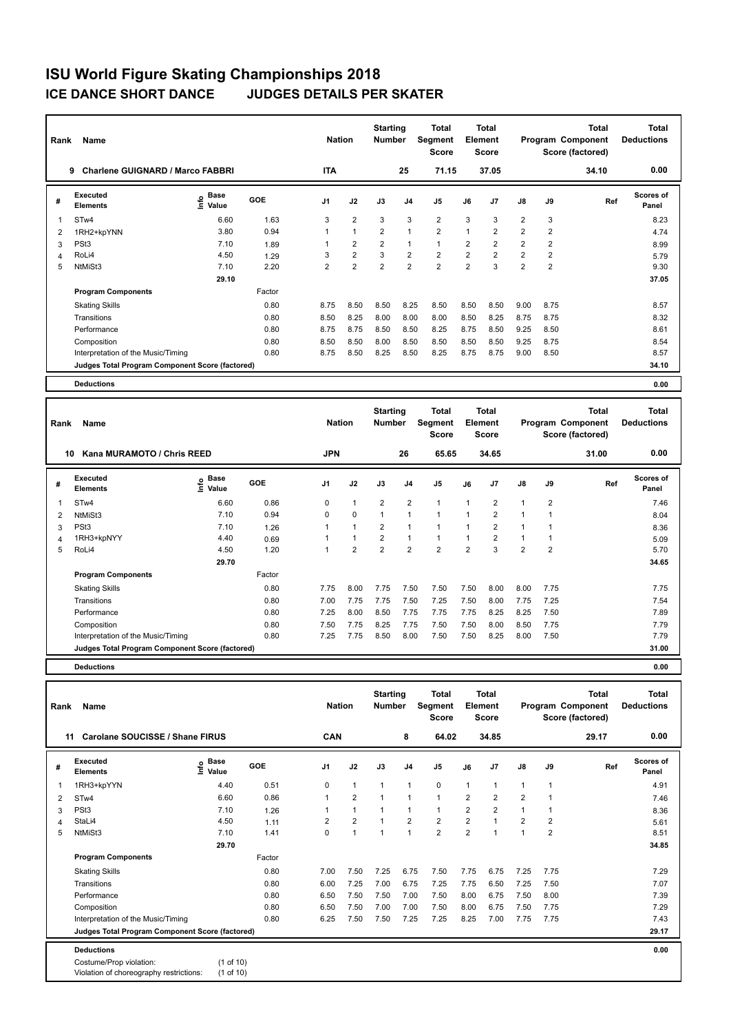# ISU World Figure Skating Championships 2018

## ICE DANCE SHORT DANCE JUDGES DETAILS PER SKATER

| Rank | Name | Nation | Starting Number | Total Segment Score | Total Element Score | Total Program Component Score (factored) | Total Deductions |
|---|---|---|---|---|---|---|---|
| 9 | Charlene GUIGNARD / Marco FABBRI | ITA | 25 | 71.15 | 37.05 | 34.10 | 0.00 |

| # | Executed Elements | Info | Base Value | GOE | J1 | J2 | J3 | J4 | J5 | J6 | J7 | J8 | J9 | Ref | Scores of Panel |
|---|---|---|---|---|---|---|---|---|---|---|---|---|---|---|---|
| 1 | STw4 | | 6.60 | 1.63 | 3 | 2 | 3 | 3 | 2 | 3 | 3 | 2 | 3 | | 8.23 |
| 2 | 1RH2+kpYNN | | 3.80 | 0.94 | 1 | 1 | 2 | 1 | 2 | 1 | 2 | 2 | 2 | | 4.74 |
| 3 | PSt3 | | 7.10 | 1.89 | 1 | 2 | 2 | 1 | 1 | 2 | 2 | 2 | 2 | | 8.99 |
| 4 | RoLi4 | | 4.50 | 1.29 | 3 | 2 | 3 | 2 | 2 | 2 | 2 | 2 | 2 | | 5.79 |
| 5 | NtMiSt3 | | 7.10 | 2.20 | 2 | 2 | 2 | 2 | 2 | 2 | 3 | 2 | 2 | | 9.30 |
| | | | 29.10 | | | | | | | | | | | | 37.05 |

| Program Components | Factor | J1 | J2 | J3 | J4 | J5 | J6 | J7 | J8 | J9 | Scores of Panel |
|---|---|---|---|---|---|---|---|---|---|---|---|
| Skating Skills | 0.80 | 8.75 | 8.50 | 8.50 | 8.25 | 8.50 | 8.50 | 8.50 | 9.00 | 8.75 | 8.57 |
| Transitions | 0.80 | 8.50 | 8.25 | 8.00 | 8.00 | 8.00 | 8.50 | 8.25 | 8.75 | 8.75 | 8.32 |
| Performance | 0.80 | 8.75 | 8.75 | 8.50 | 8.50 | 8.25 | 8.75 | 8.50 | 9.25 | 8.50 | 8.61 |
| Composition | 0.80 | 8.50 | 8.50 | 8.00 | 8.50 | 8.50 | 8.50 | 8.50 | 9.25 | 8.75 | 8.54 |
| Interpretation of the Music/Timing | 0.80 | 8.75 | 8.50 | 8.25 | 8.50 | 8.25 | 8.75 | 8.75 | 9.00 | 8.50 | 8.57 |
| Judges Total Program Component Score (factored) | | | | | | | | | | | 34.10 |

**Deductions** 0.00

| Rank | Name | Nation | Starting Number | Total Segment Score | Total Element Score | Total Program Component Score (factored) | Total Deductions |
|---|---|---|---|---|---|---|---|
| 10 | Kana MURAMOTO / Chris REED | JPN | 26 | 65.65 | 34.65 | 31.00 | 0.00 |

| # | Executed Elements | Info | Base Value | GOE | J1 | J2 | J3 | J4 | J5 | J6 | J7 | J8 | J9 | Ref | Scores of Panel |
|---|---|---|---|---|---|---|---|---|---|---|---|---|---|---|---|
| 1 | STw4 | | 6.60 | 0.86 | 0 | 1 | 2 | 2 | 1 | 1 | 2 | 1 | 2 | | 7.46 |
| 2 | NtMiSt3 | | 7.10 | 0.94 | 0 | 0 | 1 | 1 | 1 | 1 | 2 | 1 | 1 | | 8.04 |
| 3 | PSt3 | | 7.10 | 1.26 | 1 | 1 | 2 | 1 | 1 | 1 | 2 | 1 | 1 | | 8.36 |
| 4 | 1RH3+kpNYY | | 4.40 | 0.69 | 1 | 1 | 2 | 1 | 1 | 1 | 2 | 1 | 1 | | 5.09 |
| 5 | RoLi4 | | 4.50 | 1.20 | 1 | 2 | 2 | 2 | 2 | 2 | 3 | 2 | 2 | | 5.70 |
| | | | 29.70 | | | | | | | | | | | | 34.65 |

| Program Components | Factor | J1 | J2 | J3 | J4 | J5 | J6 | J7 | J8 | J9 | Scores of Panel |
|---|---|---|---|---|---|---|---|---|---|---|---|
| Skating Skills | 0.80 | 7.75 | 8.00 | 7.75 | 7.50 | 7.50 | 7.50 | 8.00 | 8.00 | 7.75 | 7.75 |
| Transitions | 0.80 | 7.00 | 7.75 | 7.75 | 7.50 | 7.25 | 7.50 | 8.00 | 7.75 | 7.25 | 7.54 |
| Performance | 0.80 | 7.25 | 8.00 | 8.50 | 7.75 | 7.75 | 7.75 | 8.25 | 8.25 | 7.50 | 7.89 |
| Composition | 0.80 | 7.50 | 7.75 | 8.25 | 7.75 | 7.50 | 7.50 | 8.00 | 8.50 | 7.75 | 7.79 |
| Interpretation of the Music/Timing | 0.80 | 7.25 | 7.75 | 8.50 | 8.00 | 7.50 | 7.50 | 8.25 | 8.00 | 7.50 | 7.79 |
| Judges Total Program Component Score (factored) | | | | | | | | | | | 31.00 |

**Deductions** 0.00

| Rank | Name | Nation | Starting Number | Total Segment Score | Total Element Score | Total Program Component Score (factored) | Total Deductions |
|---|---|---|---|---|---|---|---|
| 11 | Carolane SOUCISSE / Shane FIRUS | CAN | 8 | 64.02 | 34.85 | 29.17 | 0.00 |

| # | Executed Elements | Info | Base Value | GOE | J1 | J2 | J3 | J4 | J5 | J6 | J7 | J8 | J9 | Ref | Scores of Panel |
|---|---|---|---|---|---|---|---|---|---|---|---|---|---|---|---|
| 1 | 1RH3+kpYYN | | 4.40 | 0.51 | 0 | 1 | 1 | 1 | 0 | 1 | 1 | 1 | 1 | | 4.91 |
| 2 | STw4 | | 6.60 | 0.86 | 1 | 2 | 1 | 1 | 1 | 2 | 2 | 2 | 1 | | 7.46 |
| 3 | PSt3 | | 7.10 | 1.26 | 1 | 1 | 1 | 1 | 1 | 2 | 2 | 1 | 1 | | 8.36 |
| 4 | StaLi4 | | 4.50 | 1.11 | 2 | 2 | 1 | 2 | 2 | 2 | 1 | 2 | 2 | | 5.61 |
| 5 | NtMiSt3 | | 7.10 | 1.41 | 0 | 1 | 1 | 1 | 2 | 2 | 1 | 1 | 2 | | 8.51 |
| | | | 29.70 | | | | | | | | | | | | 34.85 |

| Program Components | Factor | J1 | J2 | J3 | J4 | J5 | J6 | J7 | J8 | J9 | Scores of Panel |
|---|---|---|---|---|---|---|---|---|---|---|---|
| Skating Skills | 0.80 | 7.00 | 7.50 | 7.25 | 6.75 | 7.50 | 7.75 | 6.75 | 7.25 | 7.75 | 7.29 |
| Transitions | 0.80 | 6.00 | 7.25 | 7.00 | 6.75 | 7.25 | 7.75 | 6.50 | 7.25 | 7.50 | 7.07 |
| Performance | 0.80 | 6.50 | 7.50 | 7.50 | 7.00 | 7.50 | 8.00 | 6.75 | 7.50 | 8.00 | 7.39 |
| Composition | 0.80 | 6.50 | 7.50 | 7.00 | 7.00 | 7.50 | 8.00 | 6.75 | 7.50 | 7.75 | 7.29 |
| Interpretation of the Music/Timing | 0.80 | 6.25 | 7.50 | 7.50 | 7.25 | 7.25 | 8.25 | 7.00 | 7.75 | 7.75 | 7.43 |
| Judges Total Program Component Score (factored) | | | | | | | | | | | 29.17 |

**Deductions** 0.00

Costume/Prop violation: (1 of 10)
Violation of choreography restrictions: (1 of 10)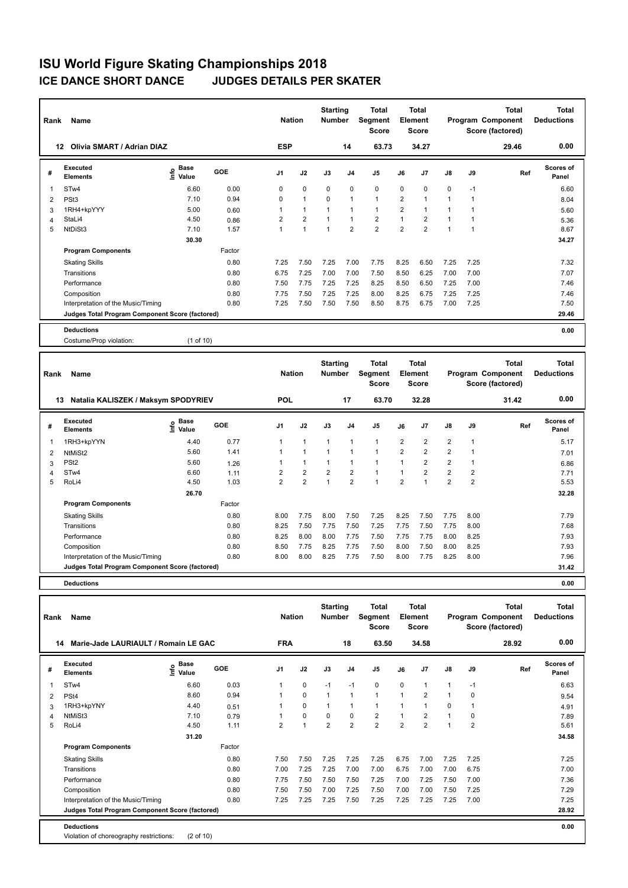# ISU World Figure Skating Championships 2018
## ICE DANCE SHORT DANCE JUDGES DETAILS PER SKATER

| Rank | Name | Nation | Starting Number | Total Segment Score | Total Element Score | Total Program Component Score (factored) | Total Deductions |
|---|---|---|---|---|---|---|---|
| 12 | Olivia SMART / Adrian DIAZ | ESP | 14 | 63.73 | 34.27 | 29.46 | 0.00 |

| # | Executed Elements | Info | Base Value | GOE | J1 | J2 | J3 | J4 | J5 | J6 | J7 | J8 | J9 | Ref | Scores of Panel |
|---|---|---|---|---|---|---|---|---|---|---|---|---|---|---|---|
| 1 | STw4 | | 6.60 | 0.00 | 0 | 0 | 0 | 0 | 0 | 0 | 0 | 0 | -1 | | 6.60 |
| 2 | PSt3 | | 7.10 | 0.94 | 0 | 1 | 0 | 1 | 1 | 2 | 1 | 1 | 1 | | 8.04 |
| 3 | 1RH4+kpYYY | | 5.00 | 0.60 | 1 | 1 | 1 | 1 | 1 | 2 | 1 | 1 | 1 | | 5.60 |
| 4 | StaLi4 | | 4.50 | 0.86 | 2 | 2 | 1 | 1 | 2 | 1 | 2 | 1 | 1 | | 5.36 |
| 5 | NtDiSt3 | | 7.10 | 1.57 | 1 | 1 | 1 | 2 | 2 | 2 | 2 | 1 | 1 | | 8.67 |
| | | | 30.30 | | | | | | | | | | | | 34.27 |

| Program Components | Factor | J1 | J2 | J3 | J4 | J5 | J6 | J7 | J8 | J9 | Scores of Panel |
|---|---|---|---|---|---|---|---|---|---|---|---|
| Skating Skills | 0.80 | 7.25 | 7.50 | 7.25 | 7.00 | 7.75 | 8.25 | 6.50 | 7.25 | 7.25 | 7.32 |
| Transitions | 0.80 | 6.75 | 7.25 | 7.00 | 7.00 | 7.50 | 8.50 | 6.25 | 7.00 | 7.00 | 7.07 |
| Performance | 0.80 | 7.50 | 7.75 | 7.25 | 7.25 | 8.25 | 8.50 | 6.50 | 7.25 | 7.00 | 7.46 |
| Composition | 0.80 | 7.75 | 7.50 | 7.25 | 7.25 | 8.00 | 8.25 | 6.75 | 7.25 | 7.25 | 7.46 |
| Interpretation of the Music/Timing | 0.80 | 7.25 | 7.50 | 7.50 | 7.50 | 8.50 | 8.75 | 6.75 | 7.00 | 7.25 | 7.50 |
| Judges Total Program Component Score (factored) | | | | | | | | | | | 29.46 |

**Deductions** 0.00

Costume/Prop violation: (1 of 10)

| Rank | Name | Nation | Starting Number | Total Segment Score | Total Element Score | Total Program Component Score (factored) | Total Deductions |
|---|---|---|---|---|---|---|---|
| 13 | Natalia KALISZEK / Maksym SPODYRIEV | POL | 17 | 63.70 | 32.28 | 31.42 | 0.00 |

| # | Executed Elements | Info | Base Value | GOE | J1 | J2 | J3 | J4 | J5 | J6 | J7 | J8 | J9 | Ref | Scores of Panel |
|---|---|---|---|---|---|---|---|---|---|---|---|---|---|---|---|
| 1 | 1RH3+kpYYN | | 4.40 | 0.77 | 1 | 1 | 1 | 1 | 1 | 2 | 2 | 2 | 1 | | 5.17 |
| 2 | NtMiSt2 | | 5.60 | 1.41 | 1 | 1 | 1 | 1 | 1 | 2 | 2 | 2 | 1 | | 7.01 |
| 3 | PSt2 | | 5.60 | 1.26 | 1 | 1 | 1 | 1 | 1 | 1 | 2 | 2 | 1 | | 6.86 |
| 4 | STw4 | | 6.60 | 1.11 | 2 | 2 | 2 | 2 | 1 | 1 | 2 | 2 | 2 | | 7.71 |
| 5 | RoLi4 | | 4.50 | 1.03 | 2 | 2 | 1 | 2 | 1 | 2 | 1 | 2 | 2 | | 5.53 |
| | | | 26.70 | | | | | | | | | | | | 32.28 |

| Program Components | Factor | J1 | J2 | J3 | J4 | J5 | J6 | J7 | J8 | J9 | Scores of Panel |
|---|---|---|---|---|---|---|---|---|---|---|---|
| Skating Skills | 0.80 | 8.00 | 7.75 | 8.00 | 7.50 | 7.25 | 8.25 | 7.50 | 7.75 | 8.00 | 7.79 |
| Transitions | 0.80 | 8.25 | 7.50 | 7.75 | 7.50 | 7.25 | 7.75 | 7.50 | 7.75 | 8.00 | 7.68 |
| Performance | 0.80 | 8.25 | 8.00 | 8.00 | 7.75 | 7.50 | 7.75 | 7.75 | 8.00 | 8.25 | 7.93 |
| Composition | 0.80 | 8.50 | 7.75 | 8.25 | 7.75 | 7.50 | 8.00 | 7.50 | 8.00 | 8.25 | 7.93 |
| Interpretation of the Music/Timing | 0.80 | 8.00 | 8.00 | 8.25 | 7.75 | 7.50 | 8.00 | 7.75 | 8.25 | 8.00 | 7.96 |
| Judges Total Program Component Score (factored) | | | | | | | | | | | 31.42 |

**Deductions** 0.00

| Rank | Name | Nation | Starting Number | Total Segment Score | Total Element Score | Total Program Component Score (factored) | Total Deductions |
|---|---|---|---|---|---|---|---|
| 14 | Marie-Jade LAURIAULT / Romain LE GAC | FRA | 18 | 63.50 | 34.58 | 28.92 | 0.00 |

| # | Executed Elements | Info | Base Value | GOE | J1 | J2 | J3 | J4 | J5 | J6 | J7 | J8 | J9 | Ref | Scores of Panel |
|---|---|---|---|---|---|---|---|---|---|---|---|---|---|---|---|
| 1 | STw4 | | 6.60 | 0.03 | 1 | 0 | -1 | -1 | 0 | 0 | 1 | 1 | -1 | | 6.63 |
| 2 | PSt4 | | 8.60 | 0.94 | 1 | 0 | 1 | 1 | 1 | 1 | 2 | 1 | 0 | | 9.54 |
| 3 | 1RH3+kpYNY | | 4.40 | 0.51 | 1 | 0 | 1 | 1 | 1 | 1 | 1 | 0 | 1 | | 4.91 |
| 4 | NtMiSt3 | | 7.10 | 0.79 | 1 | 0 | 0 | 0 | 2 | 1 | 2 | 1 | 0 | | 7.89 |
| 5 | RoLi4 | | 4.50 | 1.11 | 2 | 1 | 2 | 2 | 2 | 2 | 2 | 1 | 2 | | 5.61 |
| | | | 31.20 | | | | | | | | | | | | 34.58 |

| Program Components | Factor | J1 | J2 | J3 | J4 | J5 | J6 | J7 | J8 | J9 | Scores of Panel |
|---|---|---|---|---|---|---|---|---|---|---|---|
| Skating Skills | 0.80 | 7.50 | 7.50 | 7.25 | 7.25 | 7.25 | 6.75 | 7.00 | 7.25 | 7.25 | 7.25 |
| Transitions | 0.80 | 7.00 | 7.25 | 7.25 | 7.00 | 7.00 | 6.75 | 7.00 | 7.00 | 6.75 | 7.00 |
| Performance | 0.80 | 7.75 | 7.50 | 7.50 | 7.50 | 7.25 | 7.00 | 7.25 | 7.50 | 7.00 | 7.36 |
| Composition | 0.80 | 7.50 | 7.50 | 7.00 | 7.25 | 7.50 | 7.00 | 7.00 | 7.50 | 7.25 | 7.29 |
| Interpretation of the Music/Timing | 0.80 | 7.25 | 7.25 | 7.25 | 7.50 | 7.25 | 7.25 | 7.25 | 7.25 | 7.00 | 7.25 |
| Judges Total Program Component Score (factored) | | | | | | | | | | | 28.92 |

**Deductions** 0.00

Violation of choreography restrictions: (2 of 10)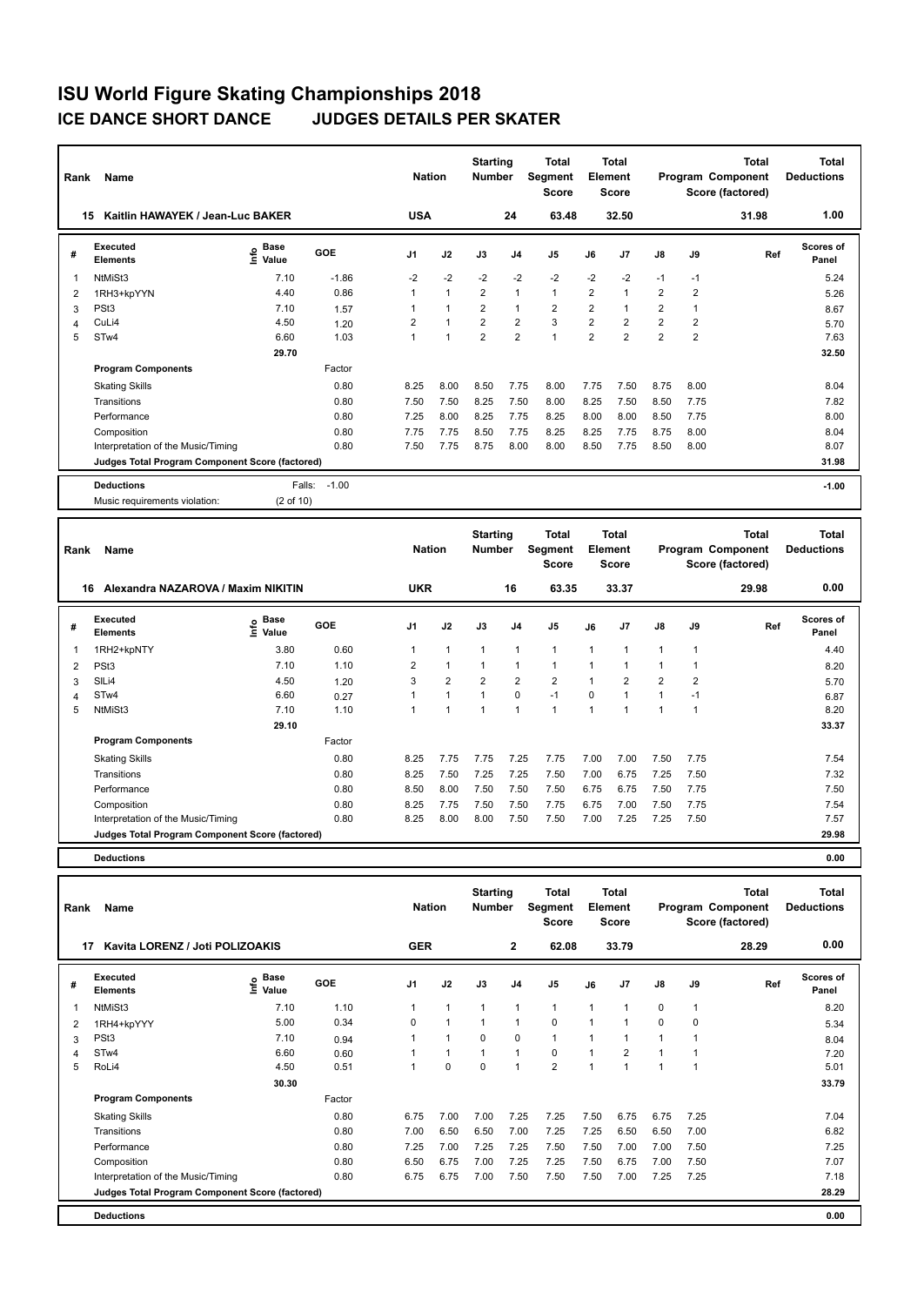# ISU World Figure Skating Championships 2018

## ICE DANCE SHORT DANCE JUDGES DETAILS PER SKATER

| Rank | Name | Nation | Starting Number | Total Segment Score | Total Element Score | Total Program Component Score (factored) | Total Deductions |
|---|---|---|---|---|---|---|---|
| 15 | Kaitlin HAWAYEK / Jean-Luc BAKER | USA | 24 | 63.48 | 32.50 | 31.98 | 1.00 |

| # | Executed Elements | Info | Base Value | GOE | J1 | J2 | J3 | J4 | J5 | J6 | J7 | J8 | J9 | Ref | Scores of Panel |
|---|---|---|---|---|---|---|---|---|---|---|---|---|---|---|---|
| 1 | NtMiSt3 | | 7.10 | -1.86 | -2 | -2 | -2 | -2 | -2 | -2 | -2 | -1 | -1 | | 5.24 |
| 2 | 1RH3+kpYYN | | 4.40 | 0.86 | 1 | 1 | 2 | 1 | 1 | 2 | 1 | 2 | 2 | | 5.26 |
| 3 | PSt3 | | 7.10 | 1.57 | 1 | 1 | 2 | 1 | 2 | 2 | 1 | 2 | 1 | | 8.67 |
| 4 | CuLi4 | | 4.50 | 1.20 | 2 | 1 | 2 | 2 | 3 | 2 | 2 | 2 | 2 | | 5.70 |
| 5 | STw4 | | 6.60 | 1.03 | 1 | 1 | 2 | 2 | 1 | 2 | 2 | 2 | 2 | | 7.63 |
| | | | 29.70 | | | | | | | | | | | | 32.50 |

| Program Components | Factor | J1 | J2 | J3 | J4 | J5 | J6 | J7 | J8 | J9 | Scores of Panel |
|---|---|---|---|---|---|---|---|---|---|---|---|
| Skating Skills | 0.80 | 8.25 | 8.00 | 8.50 | 7.75 | 8.00 | 7.75 | 7.50 | 8.75 | 8.00 | 8.04 |
| Transitions | 0.80 | 7.50 | 7.50 | 8.25 | 7.50 | 8.00 | 8.25 | 7.50 | 8.50 | 7.75 | 7.82 |
| Performance | 0.80 | 7.25 | 8.00 | 8.25 | 7.75 | 8.25 | 8.00 | 8.00 | 8.50 | 7.75 | 8.00 |
| Composition | 0.80 | 7.75 | 7.75 | 8.50 | 7.75 | 8.25 | 8.25 | 7.75 | 8.75 | 8.00 | 8.04 |
| Interpretation of the Music/Timing | 0.80 | 7.50 | 7.75 | 8.75 | 8.00 | 8.00 | 8.50 | 7.75 | 8.50 | 8.00 | 8.07 |
| Judges Total Program Component Score (factored) | | | | | | | | | | | 31.98 |

Deductions: Falls: -1.00 — **-1.00**

Music requirements violation: (2 of 10)

| Rank | Name | Nation | Starting Number | Total Segment Score | Total Element Score | Total Program Component Score (factored) | Total Deductions |
|---|---|---|---|---|---|---|---|
| 16 | Alexandra NAZAROVA / Maxim NIKITIN | UKR | 16 | 63.35 | 33.37 | 29.98 | 0.00 |

| # | Executed Elements | Info | Base Value | GOE | J1 | J2 | J3 | J4 | J5 | J6 | J7 | J8 | J9 | Ref | Scores of Panel |
|---|---|---|---|---|---|---|---|---|---|---|---|---|---|---|---|
| 1 | 1RH2+kpNTY | | 3.80 | 0.60 | 1 | 1 | 1 | 1 | 1 | 1 | 1 | 1 | 1 | | 4.40 |
| 2 | PSt3 | | 7.10 | 1.10 | 2 | 1 | 1 | 1 | 1 | 1 | 1 | 1 | 1 | | 8.20 |
| 3 | SlLi4 | | 4.50 | 1.20 | 3 | 2 | 2 | 2 | 2 | 1 | 2 | 2 | 2 | | 5.70 |
| 4 | STw4 | | 6.60 | 0.27 | 1 | 1 | 1 | 0 | -1 | 0 | 1 | 1 | -1 | | 6.87 |
| 5 | NtMiSt3 | | 7.10 | 1.10 | 1 | 1 | 1 | 1 | 1 | 1 | 1 | 1 | 1 | | 8.20 |
| | | | 29.10 | | | | | | | | | | | | 33.37 |

| Program Components | Factor | J1 | J2 | J3 | J4 | J5 | J6 | J7 | J8 | J9 | Scores of Panel |
|---|---|---|---|---|---|---|---|---|---|---|---|
| Skating Skills | 0.80 | 8.25 | 7.75 | 7.75 | 7.25 | 7.75 | 7.00 | 7.00 | 7.50 | 7.75 | 7.54 |
| Transitions | 0.80 | 8.25 | 7.50 | 7.25 | 7.25 | 7.50 | 7.00 | 6.75 | 7.25 | 7.50 | 7.32 |
| Performance | 0.80 | 8.50 | 8.00 | 7.50 | 7.50 | 7.50 | 6.75 | 6.75 | 7.50 | 7.75 | 7.50 |
| Composition | 0.80 | 8.25 | 7.75 | 7.50 | 7.50 | 7.75 | 6.75 | 7.00 | 7.50 | 7.75 | 7.54 |
| Interpretation of the Music/Timing | 0.80 | 8.25 | 8.00 | 8.00 | 7.50 | 7.50 | 7.00 | 7.25 | 7.25 | 7.50 | 7.57 |
| Judges Total Program Component Score (factored) | | | | | | | | | | | 29.98 |

Deductions: **0.00**

| Rank | Name | Nation | Starting Number | Total Segment Score | Total Element Score | Total Program Component Score (factored) | Total Deductions |
|---|---|---|---|---|---|---|---|
| 17 | Kavita LORENZ / Joti POLIZOAKIS | GER | 2 | 62.08 | 33.79 | 28.29 | 0.00 |

| # | Executed Elements | Info | Base Value | GOE | J1 | J2 | J3 | J4 | J5 | J6 | J7 | J8 | J9 | Ref | Scores of Panel |
|---|---|---|---|---|---|---|---|---|---|---|---|---|---|---|---|
| 1 | NtMiSt3 | | 7.10 | 1.10 | 1 | 1 | 1 | 1 | 1 | 1 | 1 | 0 | 1 | | 8.20 |
| 2 | 1RH4+kpYYY | | 5.00 | 0.34 | 0 | 1 | 1 | 1 | 0 | 1 | 1 | 0 | 0 | | 5.34 |
| 3 | PSt3 | | 7.10 | 0.94 | 1 | 1 | 0 | 0 | 1 | 1 | 1 | 1 | 1 | | 8.04 |
| 4 | STw4 | | 6.60 | 0.60 | 1 | 1 | 1 | 1 | 0 | 1 | 2 | 1 | 1 | | 7.20 |
| 5 | RoLi4 | | 4.50 | 0.51 | 1 | 0 | 0 | 1 | 2 | 1 | 1 | 1 | 1 | | 5.01 |
| | | | 30.30 | | | | | | | | | | | | 33.79 |

| Program Components | Factor | J1 | J2 | J3 | J4 | J5 | J6 | J7 | J8 | J9 | Scores of Panel |
|---|---|---|---|---|---|---|---|---|---|---|---|
| Skating Skills | 0.80 | 6.75 | 7.00 | 7.00 | 7.25 | 7.25 | 7.50 | 6.75 | 6.75 | 7.25 | 7.04 |
| Transitions | 0.80 | 7.00 | 6.50 | 6.50 | 7.00 | 7.25 | 7.25 | 6.50 | 6.50 | 7.00 | 6.82 |
| Performance | 0.80 | 7.25 | 7.00 | 7.25 | 7.25 | 7.50 | 7.50 | 7.00 | 7.00 | 7.50 | 7.25 |
| Composition | 0.80 | 6.50 | 6.75 | 7.00 | 7.25 | 7.25 | 7.50 | 6.75 | 7.00 | 7.50 | 7.07 |
| Interpretation of the Music/Timing | 0.80 | 6.75 | 6.75 | 7.00 | 7.50 | 7.50 | 7.50 | 7.00 | 7.25 | 7.25 | 7.18 |
| Judges Total Program Component Score (factored) | | | | | | | | | | | 28.29 |

Deductions: **0.00**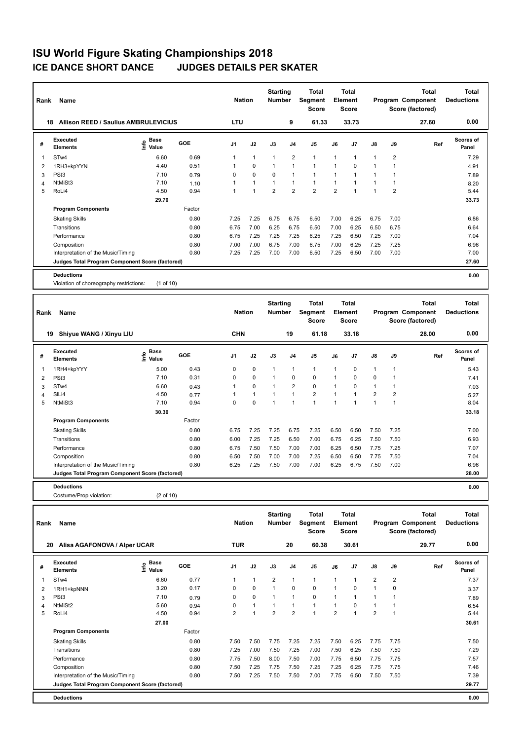# ISU World Figure Skating Championships 2018

## ICE DANCE SHORT DANCE JUDGES DETAILS PER SKATER

| Rank | Name | Nation | Starting Number | Total Segment Score | Total Element Score | Total Program Component Score (factored) | Total Deductions |
|---|---|---|---|---|---|---|---|
| 18 | Allison REED / Saulius AMBRULEVICIUS | LTU | 9 | 61.33 | 33.73 | 27.60 | 0.00 |

| # | Executed Elements | Info | Base Value | GOE | J1 | J2 | J3 | J4 | J5 | J6 | J7 | J8 | J9 | Ref | Scores of Panel |
|---|---|---|---|---|---|---|---|---|---|---|---|---|---|---|---|
| 1 | STw4 | | 6.60 | 0.69 | 1 | 1 | 1 | 2 | 1 | 1 | 1 | 1 | 2 | | 7.29 |
| 2 | 1RH3+kpYYN | | 4.40 | 0.51 | 1 | 0 | 1 | 1 | 1 | 1 | 0 | 1 | 1 | | 4.91 |
| 3 | PSt3 | | 7.10 | 0.79 | 0 | 0 | 0 | 1 | 1 | 1 | 1 | 1 | 1 | | 7.89 |
| 4 | NtMiSt3 | | 7.10 | 1.10 | 1 | 1 | 1 | 1 | 1 | 1 | 1 | 1 | 1 | | 8.20 |
| 5 | RoLi4 | | 4.50 | 0.94 | 1 | 1 | 2 | 2 | 2 | 2 | 1 | 1 | 2 | | 5.44 |
| | | | 29.70 | | | | | | | | | | | | 33.73 |

| Program Components | Factor | J1 | J2 | J3 | J4 | J5 | J6 | J7 | J8 | J9 | Scores of Panel |
|---|---|---|---|---|---|---|---|---|---|---|---|
| Skating Skills | 0.80 | 7.25 | 7.25 | 6.75 | 6.75 | 6.50 | 7.00 | 6.25 | 6.75 | 7.00 | 6.86 |
| Transitions | 0.80 | 6.75 | 7.00 | 6.25 | 6.75 | 6.50 | 7.00 | 6.25 | 6.50 | 6.75 | 6.64 |
| Performance | 0.80 | 6.75 | 7.25 | 7.25 | 7.25 | 6.25 | 7.25 | 6.50 | 7.25 | 7.00 | 7.04 |
| Composition | 0.80 | 7.00 | 7.00 | 6.75 | 7.00 | 6.75 | 7.00 | 6.25 | 7.25 | 7.25 | 6.96 |
| Interpretation of the Music/Timing | 0.80 | 7.25 | 7.25 | 7.00 | 7.00 | 6.50 | 7.25 | 6.50 | 7.00 | 7.00 | 7.00 |
| Judges Total Program Component Score (factored) | | | | | | | | | | | 27.60 |

**Deductions** 0.00

Violation of choreography restrictions: (1 of 10)

| Rank | Name | Nation | Starting Number | Total Segment Score | Total Element Score | Total Program Component Score (factored) | Total Deductions |
|---|---|---|---|---|---|---|---|
| 19 | Shiyue WANG / Xinyu LIU | CHN | 19 | 61.18 | 33.18 | 28.00 | 0.00 |

| # | Executed Elements | Info | Base Value | GOE | J1 | J2 | J3 | J4 | J5 | J6 | J7 | J8 | J9 | Ref | Scores of Panel |
|---|---|---|---|---|---|---|---|---|---|---|---|---|---|---|---|
| 1 | 1RH4+kpYYY | | 5.00 | 0.43 | 0 | 0 | 1 | 1 | 1 | 1 | 0 | 1 | 1 | | 5.43 |
| 2 | PSt3 | | 7.10 | 0.31 | 0 | 0 | 1 | 0 | 0 | 1 | 0 | 0 | 1 | | 7.41 |
| 3 | STw4 | | 6.60 | 0.43 | 1 | 0 | 1 | 2 | 0 | 1 | 0 | 1 | 1 | | 7.03 |
| 4 | SlLi4 | | 4.50 | 0.77 | 1 | 1 | 1 | 1 | 2 | 1 | 1 | 2 | 2 | | 5.27 |
| 5 | NtMiSt3 | | 7.10 | 0.94 | 0 | 0 | 1 | 1 | 1 | 1 | 1 | 1 | 1 | | 8.04 |
| | | | 30.30 | | | | | | | | | | | | 33.18 |

| Program Components | Factor | J1 | J2 | J3 | J4 | J5 | J6 | J7 | J8 | J9 | Scores of Panel |
|---|---|---|---|---|---|---|---|---|---|---|---|
| Skating Skills | 0.80 | 6.75 | 7.25 | 7.25 | 6.75 | 7.25 | 6.50 | 6.50 | 7.50 | 7.25 | 7.00 |
| Transitions | 0.80 | 6.00 | 7.25 | 7.25 | 6.50 | 7.00 | 6.75 | 6.25 | 7.50 | 7.50 | 6.93 |
| Performance | 0.80 | 6.75 | 7.50 | 7.50 | 7.00 | 7.00 | 6.25 | 6.50 | 7.75 | 7.25 | 7.07 |
| Composition | 0.80 | 6.50 | 7.50 | 7.00 | 7.00 | 7.25 | 6.50 | 6.50 | 7.75 | 7.50 | 7.04 |
| Interpretation of the Music/Timing | 0.80 | 6.25 | 7.25 | 7.50 | 7.00 | 7.00 | 6.25 | 6.75 | 7.50 | 7.00 | 6.96 |
| Judges Total Program Component Score (factored) | | | | | | | | | | | 28.00 |

**Deductions** 0.00

Costume/Prop violation: (2 of 10)

| Rank | Name | Nation | Starting Number | Total Segment Score | Total Element Score | Total Program Component Score (factored) | Total Deductions |
|---|---|---|---|---|---|---|---|
| 20 | Alisa AGAFONOVA / Alper UCAR | TUR | 20 | 60.38 | 30.61 | 29.77 | 0.00 |

| # | Executed Elements | Info | Base Value | GOE | J1 | J2 | J3 | J4 | J5 | J6 | J7 | J8 | J9 | Ref | Scores of Panel |
|---|---|---|---|---|---|---|---|---|---|---|---|---|---|---|---|
| 1 | STw4 | | 6.60 | 0.77 | 1 | 1 | 2 | 1 | 1 | 1 | 1 | 2 | 2 | | 7.37 |
| 2 | 1RH1+kpNNN | | 3.20 | 0.17 | 0 | 0 | 1 | 0 | 0 | 1 | 0 | 1 | 0 | | 3.37 |
| 3 | PSt3 | | 7.10 | 0.79 | 0 | 0 | 1 | 1 | 0 | 1 | 1 | 1 | 1 | | 7.89 |
| 4 | NtMiSt2 | | 5.60 | 0.94 | 0 | 1 | 1 | 1 | 1 | 1 | 0 | 1 | 1 | | 6.54 |
| 5 | RoLi4 | | 4.50 | 0.94 | 2 | 1 | 2 | 2 | 1 | 2 | 1 | 2 | 1 | | 5.44 |
| | | | 27.00 | | | | | | | | | | | | 30.61 |

| Program Components | Factor | J1 | J2 | J3 | J4 | J5 | J6 | J7 | J8 | J9 | Scores of Panel |
|---|---|---|---|---|---|---|---|---|---|---|---|
| Skating Skills | 0.80 | 7.50 | 7.50 | 7.75 | 7.25 | 7.25 | 7.50 | 6.25 | 7.75 | 7.75 | 7.50 |
| Transitions | 0.80 | 7.25 | 7.00 | 7.50 | 7.25 | 7.00 | 7.50 | 6.25 | 7.50 | 7.50 | 7.29 |
| Performance | 0.80 | 7.75 | 7.50 | 8.00 | 7.50 | 7.00 | 7.75 | 6.50 | 7.75 | 7.75 | 7.57 |
| Composition | 0.80 | 7.50 | 7.25 | 7.75 | 7.50 | 7.25 | 7.25 | 6.25 | 7.75 | 7.75 | 7.46 |
| Interpretation of the Music/Timing | 0.80 | 7.50 | 7.25 | 7.50 | 7.50 | 7.00 | 7.75 | 6.50 | 7.50 | 7.50 | 7.39 |
| Judges Total Program Component Score (factored) | | | | | | | | | | | 29.77 |

**Deductions** 0.00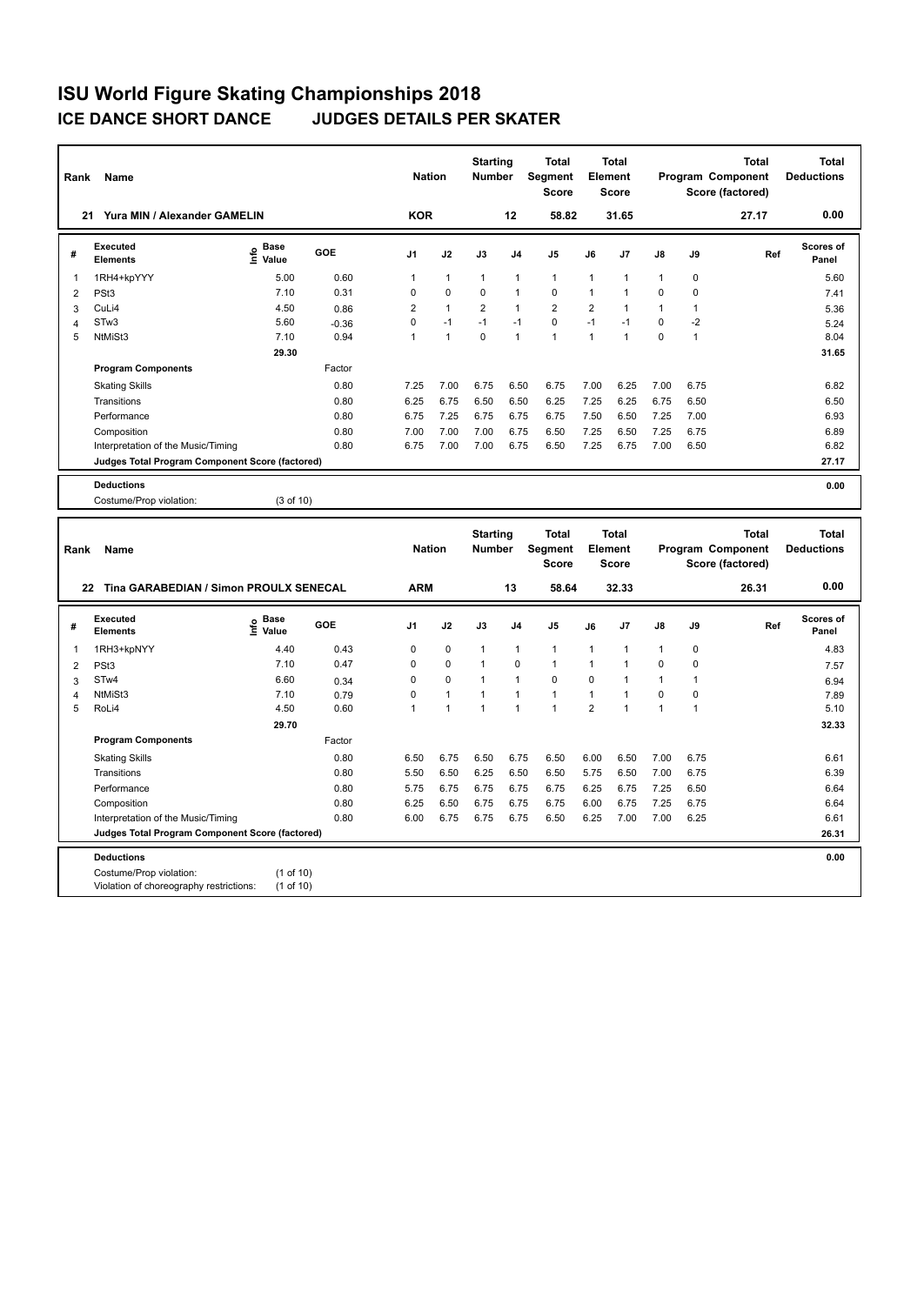# ISU World Figure Skating Championships 2018

## ICE DANCE SHORT DANCE JUDGES DETAILS PER SKATER

| Rank | Name | Nation | Starting Number | Total Segment Score | Total Element Score | Total Program Component Score (factored) | Total Deductions |
|---|---|---|---|---|---|---|---|
| 21 | Yura MIN / Alexander GAMELIN | KOR | 12 | 58.82 | 31.65 | 27.17 | 0.00 |

| # | Executed Elements | Info | Base Value | GOE | J1 | J2 | J3 | J4 | J5 | J6 | J7 | J8 | J9 | Ref | Scores of Panel |
|---|---|---|---|---|---|---|---|---|---|---|---|---|---|---|---|
| 1 | 1RH4+kpYYY | | 5.00 | 0.60 | 1 | 1 | 1 | 1 | 1 | 1 | 1 | 1 | 0 | | 5.60 |
| 2 | PSt3 | | 7.10 | 0.31 | 0 | 0 | 0 | 1 | 0 | 1 | 1 | 0 | 0 | | 7.41 |
| 3 | CuLi4 | | 4.50 | 0.86 | 2 | 1 | 2 | 1 | 2 | 2 | 1 | 1 | 1 | | 5.36 |
| 4 | STw3 | | 5.60 | -0.36 | 0 | -1 | -1 | -1 | 0 | -1 | -1 | 0 | -2 | | 5.24 |
| 5 | NtMiSt3 | | 7.10 | 0.94 | 1 | 1 | 0 | 1 | 1 | 1 | 1 | 0 | 1 | | 8.04 |
| | | | 29.30 | | | | | | | | | | | | 31.65 |

| Program Components | Factor | J1 | J2 | J3 | J4 | J5 | J6 | J7 | J8 | J9 | Scores of Panel |
|---|---|---|---|---|---|---|---|---|---|---|---|
| Skating Skills | 0.80 | 7.25 | 7.00 | 6.75 | 6.50 | 6.75 | 7.00 | 6.25 | 7.00 | 6.75 | 6.82 |
| Transitions | 0.80 | 6.25 | 6.75 | 6.50 | 6.50 | 6.25 | 7.25 | 6.25 | 6.75 | 6.50 | 6.50 |
| Performance | 0.80 | 6.75 | 7.25 | 6.75 | 6.75 | 6.75 | 7.50 | 6.50 | 7.25 | 7.00 | 6.93 |
| Composition | 0.80 | 7.00 | 7.00 | 7.00 | 6.75 | 6.50 | 7.25 | 6.50 | 7.25 | 6.75 | 6.89 |
| Interpretation of the Music/Timing | 0.80 | 6.75 | 7.00 | 7.00 | 6.75 | 6.50 | 7.25 | 6.75 | 7.00 | 6.50 | 6.82 |
| Judges Total Program Component Score (factored) | | | | | | | | | | | 27.17 |

**Deductions** 0.00

Costume/Prop violation: (3 of 10)

| Rank | Name | Nation | Starting Number | Total Segment Score | Total Element Score | Total Program Component Score (factored) | Total Deductions |
|---|---|---|---|---|---|---|---|
| 22 | Tina GARABEDIAN / Simon PROULX SENECAL | ARM | 13 | 58.64 | 32.33 | 26.31 | 0.00 |

| # | Executed Elements | Info | Base Value | GOE | J1 | J2 | J3 | J4 | J5 | J6 | J7 | J8 | J9 | Ref | Scores of Panel |
|---|---|---|---|---|---|---|---|---|---|---|---|---|---|---|---|
| 1 | 1RH3+kpNYY | | 4.40 | 0.43 | 0 | 0 | 1 | 1 | 1 | 1 | 1 | 1 | 0 | | 4.83 |
| 2 | PSt3 | | 7.10 | 0.47 | 0 | 0 | 1 | 0 | 1 | 1 | 1 | 0 | 0 | | 7.57 |
| 3 | STw4 | | 6.60 | 0.34 | 0 | 0 | 1 | 1 | 0 | 0 | 1 | 1 | 1 | | 6.94 |
| 4 | NtMiSt3 | | 7.10 | 0.79 | 0 | 1 | 1 | 1 | 1 | 1 | 1 | 0 | 0 | | 7.89 |
| 5 | RoLi4 | | 4.50 | 0.60 | 1 | 1 | 1 | 1 | 1 | 2 | 1 | 1 | 1 | | 5.10 |
| | | | 29.70 | | | | | | | | | | | | 32.33 |

| Program Components | Factor | J1 | J2 | J3 | J4 | J5 | J6 | J7 | J8 | J9 | Scores of Panel |
|---|---|---|---|---|---|---|---|---|---|---|---|
| Skating Skills | 0.80 | 6.50 | 6.75 | 6.50 | 6.75 | 6.50 | 6.00 | 6.50 | 7.00 | 6.75 | 6.61 |
| Transitions | 0.80 | 5.50 | 6.50 | 6.25 | 6.50 | 6.50 | 5.75 | 6.50 | 7.00 | 6.75 | 6.39 |
| Performance | 0.80 | 5.75 | 6.75 | 6.75 | 6.75 | 6.75 | 6.25 | 6.75 | 7.25 | 6.50 | 6.64 |
| Composition | 0.80 | 6.25 | 6.50 | 6.75 | 6.75 | 6.75 | 6.00 | 6.75 | 7.25 | 6.75 | 6.64 |
| Interpretation of the Music/Timing | 0.80 | 6.00 | 6.75 | 6.75 | 6.75 | 6.50 | 6.25 | 7.00 | 7.00 | 6.25 | 6.61 |
| Judges Total Program Component Score (factored) | | | | | | | | | | | 26.31 |

**Deductions** 0.00

Costume/Prop violation: (1 of 10)
Violation of choreography restrictions: (1 of 10)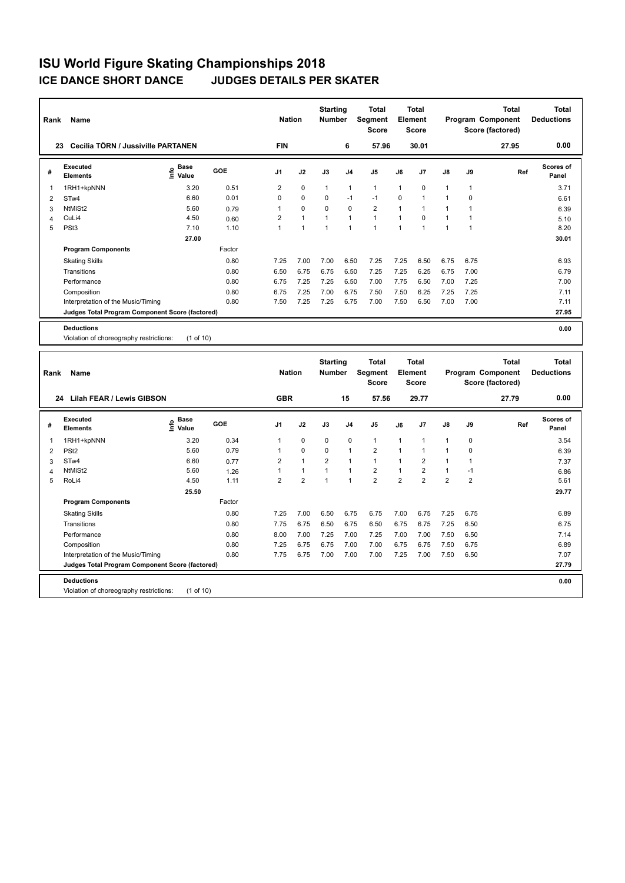# ISU World Figure Skating Championships 2018

## ICE DANCE SHORT DANCE JUDGES DETAILS PER SKATER

| Rank | Name | Nation | Starting Number | Total Segment Score | Total Element Score | Total Program Component Score (factored) | Total Deductions |
|---|---|---|---|---|---|---|---|
| 23 | Cecilia TÖRN / Jussiville PARTANEN | FIN | 6 | 57.96 | 30.01 | 27.95 | 0.00 |

| # | Executed Elements | Info | Base Value | GOE | J1 | J2 | J3 | J4 | J5 | J6 | J7 | J8 | J9 | Ref | Scores of Panel |
|---|---|---|---|---|---|---|---|---|---|---|---|---|---|---|---|
| 1 | 1RH1+kpNNN | | 3.20 | 0.51 | 2 | 0 | 1 | 1 | 1 | 1 | 0 | 1 | 1 | | 3.71 |
| 2 | STw4 | | 6.60 | 0.01 | 0 | 0 | 0 | -1 | -1 | 0 | 1 | 1 | 0 | | 6.61 |
| 3 | NtMiSt2 | | 5.60 | 0.79 | 1 | 0 | 0 | 0 | 2 | 1 | 1 | 1 | 1 | | 6.39 |
| 4 | CuLi4 | | 4.50 | 0.60 | 2 | 1 | 1 | 1 | 1 | 1 | 0 | 1 | 1 | | 5.10 |
| 5 | PSt3 | | 7.10 | 1.10 | 1 | 1 | 1 | 1 | 1 | 1 | 1 | 1 | 1 | | 8.20 |
| | | | 27.00 | | | | | | | | | | | | 30.01 |

| Program Components | Factor | J1 | J2 | J3 | J4 | J5 | J6 | J7 | J8 | J9 | Scores of Panel |
|---|---|---|---|---|---|---|---|---|---|---|---|
| Skating Skills | 0.80 | 7.25 | 7.00 | 7.00 | 6.50 | 7.25 | 7.25 | 6.50 | 6.75 | 6.75 | 6.93 |
| Transitions | 0.80 | 6.50 | 6.75 | 6.75 | 6.50 | 7.25 | 7.25 | 6.25 | 6.75 | 7.00 | 6.79 |
| Performance | 0.80 | 6.75 | 7.25 | 7.25 | 6.50 | 7.00 | 7.75 | 6.50 | 7.00 | 7.25 | 7.00 |
| Composition | 0.80 | 6.75 | 7.25 | 7.00 | 6.75 | 7.50 | 7.50 | 6.25 | 7.25 | 7.25 | 7.11 |
| Interpretation of the Music/Timing | 0.80 | 7.50 | 7.25 | 7.25 | 6.75 | 7.00 | 7.50 | 6.50 | 7.00 | 7.00 | 7.11 |
| Judges Total Program Component Score (factored) | | | | | | | | | | | 27.95 |

**Deductions** 0.00

Violation of choreography restrictions: (1 of 10)

| Rank | Name | Nation | Starting Number | Total Segment Score | Total Element Score | Total Program Component Score (factored) | Total Deductions |
|---|---|---|---|---|---|---|---|
| 24 | Lilah FEAR / Lewis GIBSON | GBR | 15 | 57.56 | 29.77 | 27.79 | 0.00 |

| # | Executed Elements | Info | Base Value | GOE | J1 | J2 | J3 | J4 | J5 | J6 | J7 | J8 | J9 | Ref | Scores of Panel |
|---|---|---|---|---|---|---|---|---|---|---|---|---|---|---|---|
| 1 | 1RH1+kpNNN | | 3.20 | 0.34 | 1 | 0 | 0 | 0 | 1 | 1 | 1 | 1 | 0 | | 3.54 |
| 2 | PSt2 | | 5.60 | 0.79 | 1 | 0 | 0 | 1 | 2 | 1 | 1 | 1 | 0 | | 6.39 |
| 3 | STw4 | | 6.60 | 0.77 | 2 | 1 | 2 | 1 | 1 | 1 | 2 | 1 | 1 | | 7.37 |
| 4 | NtMiSt2 | | 5.60 | 1.26 | 1 | 1 | 1 | 1 | 2 | 1 | 2 | 1 | -1 | | 6.86 |
| 5 | RoLi4 | | 4.50 | 1.11 | 2 | 2 | 1 | 1 | 2 | 2 | 2 | 2 | 2 | | 5.61 |
| | | | 25.50 | | | | | | | | | | | | 29.77 |

| Program Components | Factor | J1 | J2 | J3 | J4 | J5 | J6 | J7 | J8 | J9 | Scores of Panel |
|---|---|---|---|---|---|---|---|---|---|---|---|
| Skating Skills | 0.80 | 7.25 | 7.00 | 6.50 | 6.75 | 6.75 | 7.00 | 6.75 | 7.25 | 6.75 | 6.89 |
| Transitions | 0.80 | 7.75 | 6.75 | 6.50 | 6.75 | 6.50 | 6.75 | 6.75 | 7.25 | 6.50 | 6.75 |
| Performance | 0.80 | 8.00 | 7.00 | 7.25 | 7.00 | 7.25 | 7.00 | 7.00 | 7.50 | 6.50 | 7.14 |
| Composition | 0.80 | 7.25 | 6.75 | 6.75 | 7.00 | 7.00 | 6.75 | 6.75 | 7.50 | 6.75 | 6.89 |
| Interpretation of the Music/Timing | 0.80 | 7.75 | 6.75 | 7.00 | 7.00 | 7.00 | 7.25 | 7.00 | 7.50 | 6.50 | 7.07 |
| Judges Total Program Component Score (factored) | | | | | | | | | | | 27.79 |

**Deductions** 0.00

Violation of choreography restrictions: (1 of 10)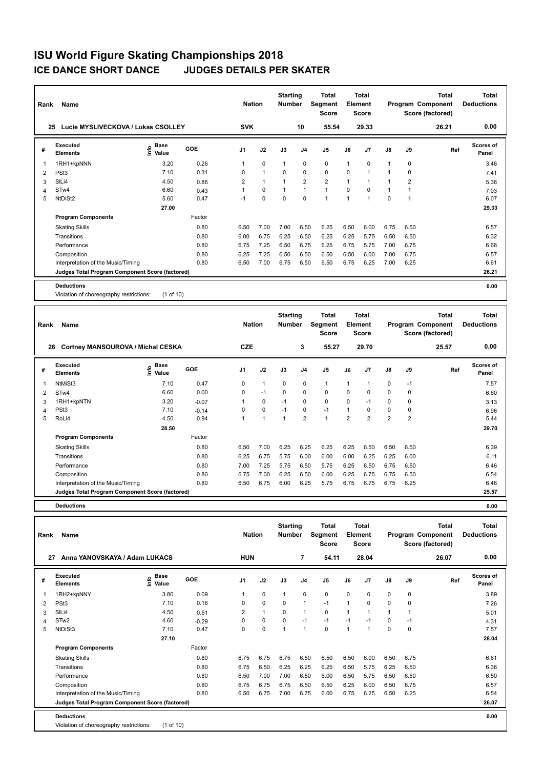# ISU World Figure Skating Championships 2018

## ICE DANCE SHORT DANCE JUDGES DETAILS PER SKATER

| Rank | Name | Nation | Starting Number | Total Segment Score | Total Element Score | Total Program Component Score (factored) | Total Deductions |
|---|---|---|---|---|---|---|---|
| 25 | Lucie MYSLIVECKOVA / Lukas CSOLLEY | SVK | 10 | 55.54 | 29.33 | 26.21 | 0.00 |

| # | Executed Elements | Info | Base Value | GOE | J1 | J2 | J3 | J4 | J5 | J6 | J7 | J8 | J9 | Ref | Scores of Panel |
|---|---|---|---|---|---|---|---|---|---|---|---|---|---|---|---|
| 1 | 1RH1+kpNNN | | 3.20 | 0.26 | 1 | 0 | 1 | 0 | 0 | 1 | 0 | 1 | 0 | | 3.46 |
| 2 | PSt3 | | 7.10 | 0.31 | 0 | 1 | 0 | 0 | 0 | 0 | 1 | 1 | 0 | | 7.41 |
| 3 | SlLi4 | | 4.50 | 0.86 | 2 | 1 | 1 | 2 | 2 | 1 | 1 | 1 | 2 | | 5.36 |
| 4 | STw4 | | 6.60 | 0.43 | 1 | 0 | 1 | 1 | 1 | 0 | 0 | 1 | 1 | | 7.03 |
| 5 | NtDiSt2 | | 5.60 | 0.47 | -1 | 0 | 0 | 0 | 1 | 1 | 1 | 0 | 1 | | 6.07 |
| | | | 27.00 | | | | | | | | | | | | 29.33 |

| Program Components | Factor | J1 | J2 | J3 | J4 | J5 | J6 | J7 | J8 | J9 | Scores of Panel |
|---|---|---|---|---|---|---|---|---|---|---|---|
| Skating Skills | 0.80 | 6.50 | 7.00 | 7.00 | 6.50 | 6.25 | 6.50 | 6.00 | 6.75 | 6.50 | 6.57 |
| Transitions | 0.80 | 6.00 | 6.75 | 6.25 | 6.50 | 6.25 | 6.25 | 5.75 | 6.50 | 6.50 | 6.32 |
| Performance | 0.80 | 6.75 | 7.25 | 6.50 | 6.75 | 6.25 | 6.75 | 5.75 | 7.00 | 6.75 | 6.68 |
| Composition | 0.80 | 6.25 | 7.25 | 6.50 | 6.50 | 6.50 | 6.50 | 6.00 | 7.00 | 6.75 | 6.57 |
| Interpretation of the Music/Timing | 0.80 | 6.50 | 7.00 | 6.75 | 6.50 | 6.50 | 6.75 | 6.25 | 7.00 | 6.25 | 6.61 |
| Judges Total Program Component Score (factored) | | | | | | | | | | | 26.21 |

**Deductions** 0.00

Violation of choreography restrictions: (1 of 10)

| Rank | Name | Nation | Starting Number | Total Segment Score | Total Element Score | Total Program Component Score (factored) | Total Deductions |
|---|---|---|---|---|---|---|---|
| 26 | Cortney MANSOUROVA / Michal CESKA | CZE | 3 | 55.27 | 29.70 | 25.57 | 0.00 |

| # | Executed Elements | Info | Base Value | GOE | J1 | J2 | J3 | J4 | J5 | J6 | J7 | J8 | J9 | Ref | Scores of Panel |
|---|---|---|---|---|---|---|---|---|---|---|---|---|---|---|---|
| 1 | NtMiSt3 | | 7.10 | 0.47 | 0 | 1 | 0 | 0 | 1 | 1 | 1 | 0 | -1 | | 7.57 |
| 2 | STw4 | | 6.60 | 0.00 | 0 | -1 | 0 | 0 | 0 | 0 | 0 | 0 | 0 | | 6.60 |
| 3 | 1RH1+kpNTN | | 3.20 | -0.07 | 1 | 0 | -1 | 0 | 0 | 0 | -1 | 0 | 0 | | 3.13 |
| 4 | PSt3 | | 7.10 | -0.14 | 0 | 0 | -1 | 0 | -1 | 1 | 0 | 0 | 0 | | 6.96 |
| 5 | RoLi4 | | 4.50 | 0.94 | 1 | 1 | 1 | 2 | 1 | 2 | 2 | 2 | 2 | | 5.44 |
| | | | 28.50 | | | | | | | | | | | | 29.70 |

| Program Components | Factor | J1 | J2 | J3 | J4 | J5 | J6 | J7 | J8 | J9 | Scores of Panel |
|---|---|---|---|---|---|---|---|---|---|---|---|
| Skating Skills | 0.80 | 6.50 | 7.00 | 6.25 | 6.25 | 6.25 | 6.25 | 6.50 | 6.50 | 6.50 | 6.39 |
| Transitions | 0.80 | 6.25 | 6.75 | 5.75 | 6.00 | 6.00 | 6.00 | 6.25 | 6.25 | 6.00 | 6.11 |
| Performance | 0.80 | 7.00 | 7.25 | 5.75 | 6.50 | 5.75 | 6.25 | 6.50 | 6.75 | 6.50 | 6.46 |
| Composition | 0.80 | 6.75 | 7.00 | 6.25 | 6.50 | 6.00 | 6.25 | 6.75 | 6.75 | 6.50 | 6.54 |
| Interpretation of the Music/Timing | 0.80 | 6.50 | 6.75 | 6.00 | 6.25 | 5.75 | 6.75 | 6.75 | 6.75 | 6.25 | 6.46 |
| Judges Total Program Component Score (factored) | | | | | | | | | | | 25.57 |

**Deductions** 0.00

| Rank | Name | Nation | Starting Number | Total Segment Score | Total Element Score | Total Program Component Score (factored) | Total Deductions |
|---|---|---|---|---|---|---|---|
| 27 | Anna YANOVSKAYA / Adam LUKACS | HUN | 7 | 54.11 | 28.04 | 26.07 | 0.00 |

| # | Executed Elements | Info | Base Value | GOE | J1 | J2 | J3 | J4 | J5 | J6 | J7 | J8 | J9 | Ref | Scores of Panel |
|---|---|---|---|---|---|---|---|---|---|---|---|---|---|---|---|
| 1 | 1RH2+kpNNY | | 3.80 | 0.09 | 1 | 0 | 1 | 0 | 0 | 0 | 0 | 0 | 0 | | 3.89 |
| 2 | PSt3 | | 7.10 | 0.16 | 0 | 0 | 0 | 1 | -1 | 1 | 0 | 0 | 0 | | 7.26 |
| 3 | SlLi4 | | 4.50 | 0.51 | 2 | 1 | 0 | 1 | 0 | 1 | 1 | 1 | 1 | | 5.01 |
| 4 | STw2 | | 4.60 | -0.29 | 0 | 0 | 0 | -1 | -1 | -1 | -1 | 0 | -1 | | 4.31 |
| 5 | NtDiSt3 | | 7.10 | 0.47 | 0 | 0 | 1 | 1 | 0 | 1 | 1 | 0 | 0 | | 7.57 |
| | | | 27.10 | | | | | | | | | | | | 28.04 |

| Program Components | Factor | J1 | J2 | J3 | J4 | J5 | J6 | J7 | J8 | J9 | Scores of Panel |
|---|---|---|---|---|---|---|---|---|---|---|---|
| Skating Skills | 0.80 | 6.75 | 6.75 | 6.75 | 6.50 | 6.50 | 6.50 | 6.00 | 6.50 | 6.75 | 6.61 |
| Transitions | 0.80 | 6.75 | 6.50 | 6.25 | 6.25 | 6.25 | 6.50 | 5.75 | 6.25 | 6.50 | 6.36 |
| Performance | 0.80 | 6.50 | 7.00 | 7.00 | 6.50 | 6.00 | 6.50 | 5.75 | 6.50 | 6.50 | 6.50 |
| Composition | 0.80 | 6.75 | 6.75 | 6.75 | 6.50 | 6.50 | 6.25 | 6.00 | 6.50 | 6.75 | 6.57 |
| Interpretation of the Music/Timing | 0.80 | 6.50 | 6.75 | 7.00 | 6.75 | 6.00 | 6.75 | 6.25 | 6.50 | 6.25 | 6.54 |
| Judges Total Program Component Score (factored) | | | | | | | | | | | 26.07 |

**Deductions** 0.00

Violation of choreography restrictions: (1 of 10)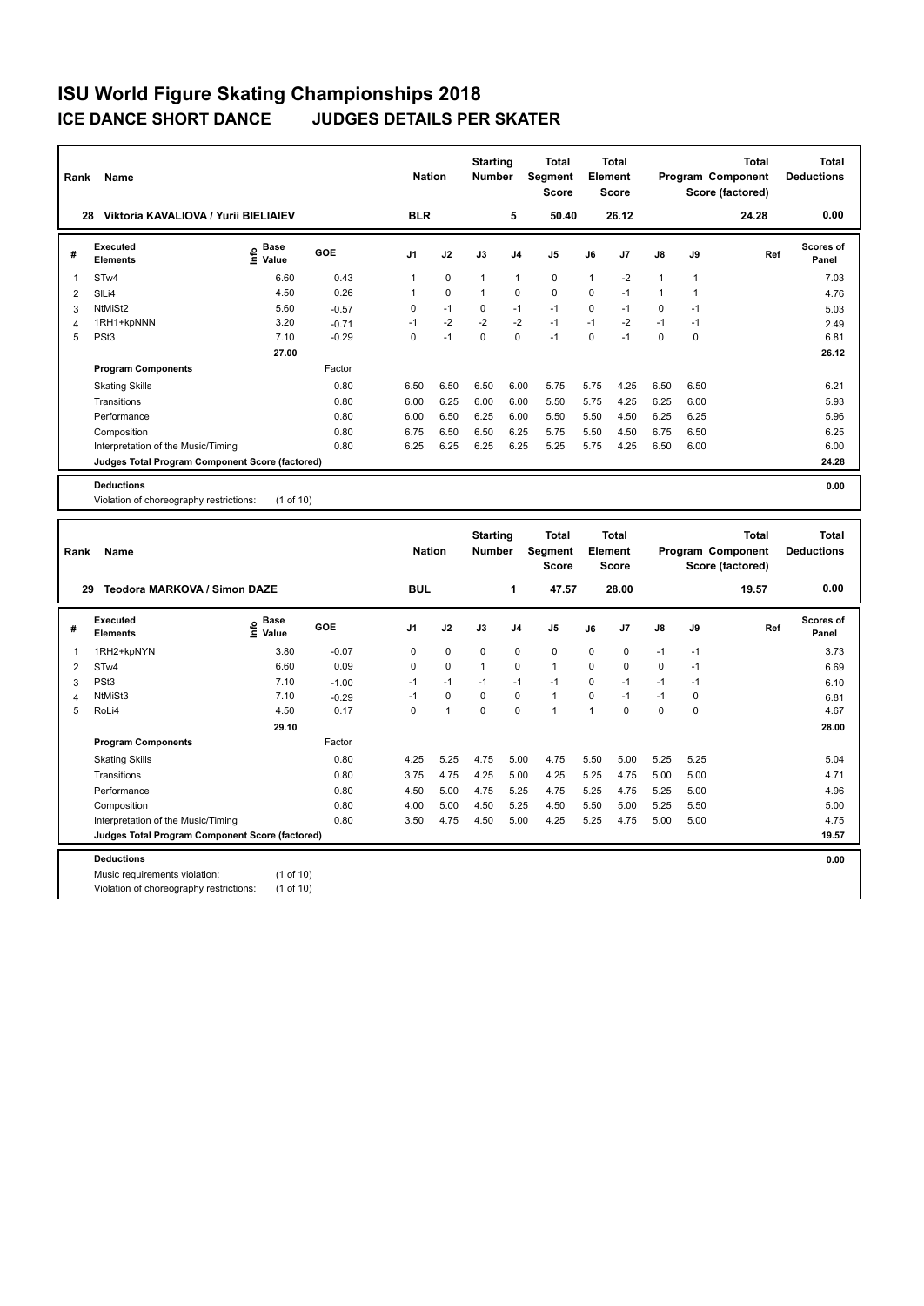# ISU World Figure Skating Championships 2018

## ICE DANCE SHORT DANCE JUDGES DETAILS PER SKATER

| Rank | Name | Nation | Starting Number | Total Segment Score | Total Element Score | Total Program Component Score (factored) | Total Deductions |
|---|---|---|---|---|---|---|---|
| 28 | Viktoria KAVALIOVA / Yurii BIELIAIEV | BLR | 5 | 50.40 | 26.12 | 24.28 | 0.00 |

| # | Executed Elements | Info | Base Value | GOE | J1 | J2 | J3 | J4 | J5 | J6 | J7 | J8 | J9 | Ref | Scores of Panel |
|---|---|---|---|---|---|---|---|---|---|---|---|---|---|---|---|
| 1 | STw4 | | 6.60 | 0.43 | 1 | 0 | 1 | 1 | 0 | 1 | -2 | 1 | 1 | | 7.03 |
| 2 | SlLi4 | | 4.50 | 0.26 | 1 | 0 | 1 | 0 | 0 | 0 | -1 | 1 | 1 | | 4.76 |
| 3 | NtMiSt2 | | 5.60 | -0.57 | 0 | -1 | 0 | -1 | -1 | 0 | -1 | 0 | -1 | | 5.03 |
| 4 | 1RH1+kpNNN | | 3.20 | -0.71 | -1 | -2 | -2 | -2 | -1 | -1 | -2 | -1 | -1 | | 2.49 |
| 5 | PSt3 | | 7.10 | -0.29 | 0 | -1 | 0 | 0 | -1 | 0 | -1 | 0 | 0 | | 6.81 |
| | | | 27.00 | | | | | | | | | | | | 26.12 |

| Program Components | Factor | J1 | J2 | J3 | J4 | J5 | J6 | J7 | J8 | J9 | Scores of Panel |
|---|---|---|---|---|---|---|---|---|---|---|---|
| Skating Skills | 0.80 | 6.50 | 6.50 | 6.50 | 6.00 | 5.75 | 5.75 | 4.25 | 6.50 | 6.50 | 6.21 |
| Transitions | 0.80 | 6.00 | 6.25 | 6.00 | 6.00 | 5.50 | 5.75 | 4.25 | 6.25 | 6.00 | 5.93 |
| Performance | 0.80 | 6.00 | 6.50 | 6.25 | 6.00 | 5.50 | 5.50 | 4.50 | 6.25 | 6.25 | 5.96 |
| Composition | 0.80 | 6.75 | 6.50 | 6.50 | 6.25 | 5.75 | 5.50 | 4.50 | 6.75 | 6.50 | 6.25 |
| Interpretation of the Music/Timing | 0.80 | 6.25 | 6.25 | 6.25 | 6.25 | 5.25 | 5.75 | 4.25 | 6.50 | 6.00 | 6.00 |
| Judges Total Program Component Score (factored) | | | | | | | | | | | 24.28 |

**Deductions** 0.00

Violation of choreography restrictions: (1 of 10)

| Rank | Name | Nation | Starting Number | Total Segment Score | Total Element Score | Total Program Component Score (factored) | Total Deductions |
|---|---|---|---|---|---|---|---|
| 29 | Teodora MARKOVA / Simon DAZE | BUL | 1 | 47.57 | 28.00 | 19.57 | 0.00 |

| # | Executed Elements | Info | Base Value | GOE | J1 | J2 | J3 | J4 | J5 | J6 | J7 | J8 | J9 | Ref | Scores of Panel |
|---|---|---|---|---|---|---|---|---|---|---|---|---|---|---|---|
| 1 | 1RH2+kpNYN | | 3.80 | -0.07 | 0 | 0 | 0 | 0 | 0 | 0 | 0 | -1 | -1 | | 3.73 |
| 2 | STw4 | | 6.60 | 0.09 | 0 | 0 | 1 | 0 | 1 | 0 | 0 | 0 | -1 | | 6.69 |
| 3 | PSt3 | | 7.10 | -1.00 | -1 | -1 | -1 | -1 | -1 | 0 | -1 | -1 | -1 | | 6.10 |
| 4 | NtMiSt3 | | 7.10 | -0.29 | -1 | 0 | 0 | 0 | 1 | 0 | -1 | -1 | 0 | | 6.81 |
| 5 | RoLi4 | | 4.50 | 0.17 | 0 | 1 | 0 | 0 | 1 | 1 | 0 | 0 | 0 | | 4.67 |
| | | | 29.10 | | | | | | | | | | | | 28.00 |

| Program Components | Factor | J1 | J2 | J3 | J4 | J5 | J6 | J7 | J8 | J9 | Scores of Panel |
|---|---|---|---|---|---|---|---|---|---|---|---|
| Skating Skills | 0.80 | 4.25 | 5.25 | 4.75 | 5.00 | 4.75 | 5.50 | 5.00 | 5.25 | 5.25 | 5.04 |
| Transitions | 0.80 | 3.75 | 4.75 | 4.25 | 5.00 | 4.25 | 5.25 | 4.75 | 5.00 | 5.00 | 4.71 |
| Performance | 0.80 | 4.50 | 5.00 | 4.75 | 5.25 | 4.75 | 5.25 | 4.75 | 5.25 | 5.00 | 4.96 |
| Composition | 0.80 | 4.00 | 5.00 | 4.50 | 5.25 | 4.50 | 5.50 | 5.00 | 5.25 | 5.50 | 5.00 |
| Interpretation of the Music/Timing | 0.80 | 3.50 | 4.75 | 4.50 | 5.00 | 4.25 | 5.25 | 4.75 | 5.00 | 5.00 | 4.75 |
| Judges Total Program Component Score (factored) | | | | | | | | | | | 19.57 |

**Deductions** 0.00

Music requirements violation: (1 of 10)

Violation of choreography restrictions: (1 of 10)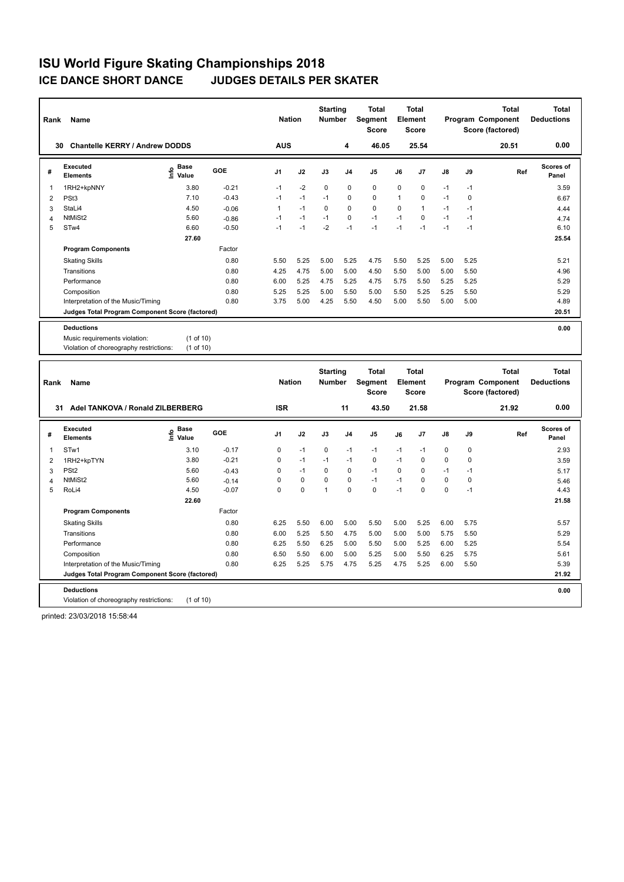# ISU World Figure Skating Championships 2018

## ICE DANCE SHORT DANCE JUDGES DETAILS PER SKATER

| Rank | Name | Nation | Starting Number | Total Segment Score | Total Element Score | Total Program Component Score (factored) | Total Deductions |
|---|---|---|---|---|---|---|---|
| 30 | Chantelle KERRY / Andrew DODDS | AUS | 4 | 46.05 | 25.54 | 20.51 | 0.00 |

| # | Executed Elements | Info | Base Value | GOE | J1 | J2 | J3 | J4 | J5 | J6 | J7 | J8 | J9 | Ref | Scores of Panel |
|---|---|---|---|---|---|---|---|---|---|---|---|---|---|---|---|
| 1 | 1RH2+kpNNY | | 3.80 | -0.21 | -1 | -2 | 0 | 0 | 0 | 0 | 0 | -1 | -1 | | 3.59 |
| 2 | PSt3 | | 7.10 | -0.43 | -1 | -1 | -1 | 0 | 0 | 1 | 0 | -1 | 0 | | 6.67 |
| 3 | StaLi4 | | 4.50 | -0.06 | 1 | -1 | 0 | 0 | 0 | 0 | 1 | -1 | -1 | | 4.44 |
| 4 | NtMiSt2 | | 5.60 | -0.86 | -1 | -1 | -1 | 0 | -1 | -1 | 0 | -1 | -1 | | 4.74 |
| 5 | STw4 | | 6.60 | -0.50 | -1 | -1 | -2 | -1 | -1 | -1 | -1 | -1 | -1 | | 6.10 |
| | | | 27.60 | | | | | | | | | | | | 25.54 |
| | **Program Components** | | | Factor | | | | | | | | | | | |
| | Skating Skills | | | 0.80 | 5.50 | 5.25 | 5.00 | 5.25 | 4.75 | 5.50 | 5.25 | 5.00 | 5.25 | | 5.21 |
| | Transitions | | | 0.80 | 4.25 | 4.75 | 5.00 | 5.00 | 4.50 | 5.50 | 5.00 | 5.00 | 5.50 | | 4.96 |
| | Performance | | | 0.80 | 6.00 | 5.25 | 4.75 | 5.25 | 4.75 | 5.75 | 5.50 | 5.25 | 5.25 | | 5.29 |
| | Composition | | | 0.80 | 5.25 | 5.25 | 5.00 | 5.50 | 5.00 | 5.50 | 5.25 | 5.25 | 5.50 | | 5.29 |
| | Interpretation of the Music/Timing | | | 0.80 | 3.75 | 5.00 | 4.25 | 5.50 | 4.50 | 5.00 | 5.50 | 5.00 | 5.00 | | 4.89 |
| | **Judges Total Program Component Score (factored)** | | | | | | | | | | | | | | 20.51 |

**Deductions** 0.00

Music requirements violation: (1 of 10)
Violation of choreography restrictions: (1 of 10)

| Rank | Name | Nation | Starting Number | Total Segment Score | Total Element Score | Total Program Component Score (factored) | Total Deductions |
|---|---|---|---|---|---|---|---|
| 31 | Adel TANKOVA / Ronald ZILBERBERG | ISR | 11 | 43.50 | 21.58 | 21.92 | 0.00 |

| # | Executed Elements | Info | Base Value | GOE | J1 | J2 | J3 | J4 | J5 | J6 | J7 | J8 | J9 | Ref | Scores of Panel |
|---|---|---|---|---|---|---|---|---|---|---|---|---|---|---|---|
| 1 | STw1 | | 3.10 | -0.17 | 0 | -1 | 0 | -1 | -1 | -1 | -1 | 0 | 0 | | 2.93 |
| 2 | 1RH2+kpTYN | | 3.80 | -0.21 | 0 | -1 | -1 | -1 | 0 | -1 | 0 | 0 | 0 | | 3.59 |
| 3 | PSt2 | | 5.60 | -0.43 | 0 | -1 | 0 | 0 | -1 | 0 | 0 | -1 | -1 | | 5.17 |
| 4 | NtMiSt2 | | 5.60 | -0.14 | 0 | 0 | 0 | 0 | -1 | -1 | 0 | 0 | 0 | | 5.46 |
| 5 | RoLi4 | | 4.50 | -0.07 | 0 | 0 | 1 | 0 | 0 | -1 | 0 | 0 | -1 | | 4.43 |
| | | | 22.60 | | | | | | | | | | | | 21.58 |
| | **Program Components** | | | Factor | | | | | | | | | | | |
| | Skating Skills | | | 0.80 | 6.25 | 5.50 | 6.00 | 5.00 | 5.50 | 5.00 | 5.25 | 6.00 | 5.75 | | 5.57 |
| | Transitions | | | 0.80 | 6.00 | 5.25 | 5.50 | 4.75 | 5.00 | 5.00 | 5.00 | 5.75 | 5.50 | | 5.29 |
| | Performance | | | 0.80 | 6.25 | 5.50 | 6.25 | 5.00 | 5.50 | 5.00 | 5.25 | 6.00 | 5.25 | | 5.54 |
| | Composition | | | 0.80 | 6.50 | 5.50 | 6.00 | 5.00 | 5.25 | 5.00 | 5.50 | 6.25 | 5.75 | | 5.61 |
| | Interpretation of the Music/Timing | | | 0.80 | 6.25 | 5.25 | 5.75 | 4.75 | 5.25 | 4.75 | 5.25 | 6.00 | 5.50 | | 5.39 |
| | **Judges Total Program Component Score (factored)** | | | | | | | | | | | | | | 21.92 |

**Deductions** 0.00

Violation of choreography restrictions: (1 of 10)

printed: 23/03/2018 15:58:44